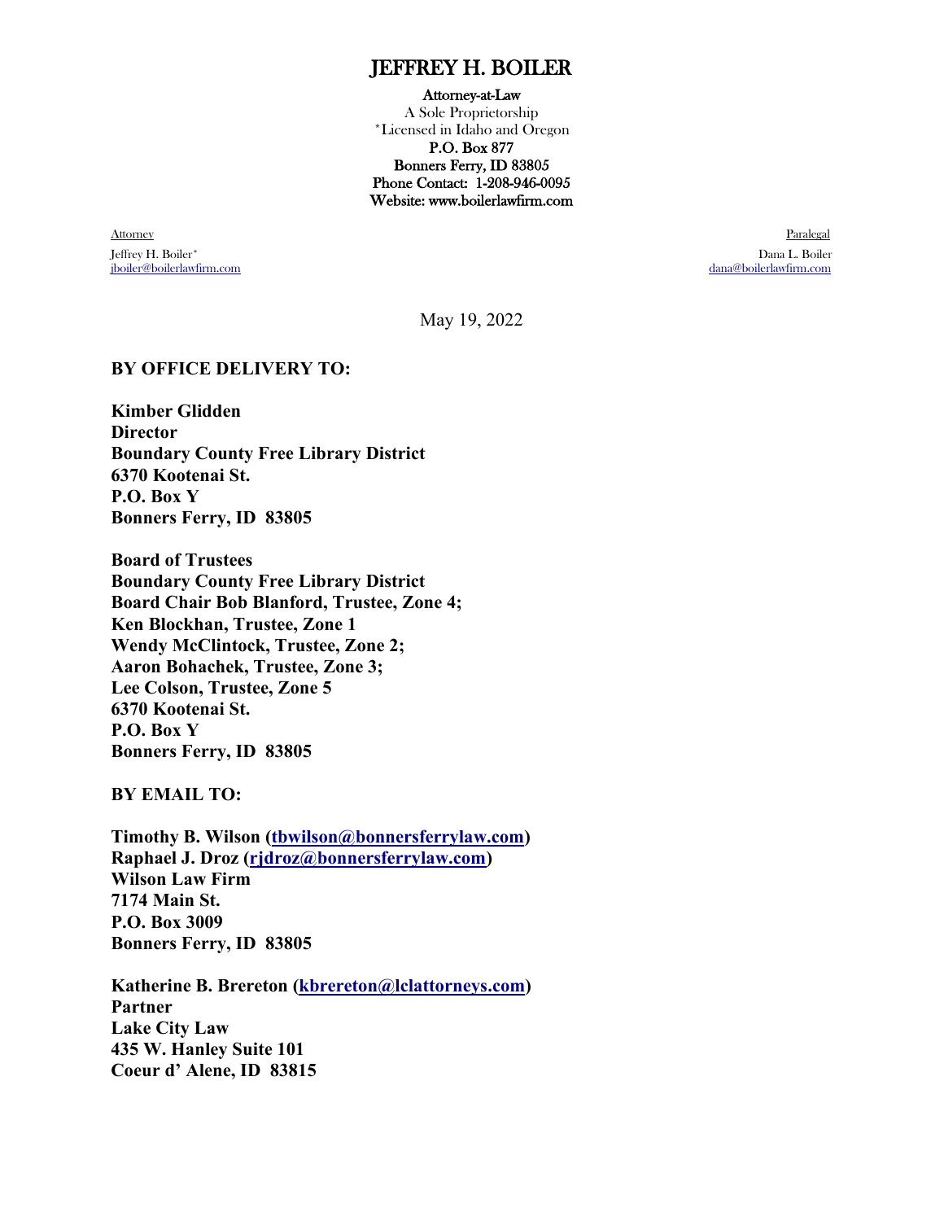# JEFFREY H. BOILER

**Attorney-at-Law**
A Sole Proprietorship
*Licensed in Idaho and Oregon
**P.O. Box 877**
**Bonners Ferry, ID 83805**
**Phone Contact: 1-208-946-0095**
**Website: www.boilerlawfirm.com**

Attorney
Jeffrey H. Boiler*
jboiler@boilerlawfirm.com

Paralegal
Dana L. Boiler
dana@boilerlawfirm.com

May 19, 2022

**BY OFFICE DELIVERY TO:**

**Kimber Glidden**
**Director**
**Boundary County Free Library District**
**6370 Kootenai St.**
**P.O. Box Y**
**Bonners Ferry, ID 83805**

**Board of Trustees**
**Boundary County Free Library District**
**Board Chair Bob Blanford, Trustee, Zone 4;**
**Ken Blockhan, Trustee, Zone 1**
**Wendy McClintock, Trustee, Zone 2;**
**Aaron Bohachek, Trustee, Zone 3;**
**Lee Colson, Trustee, Zone 5**
**6370 Kootenai St.**
**P.O. Box Y**
**Bonners Ferry, ID 83805**

**BY EMAIL TO:**

**Timothy B. Wilson (tbwilson@bonnersferrylaw.com)**
**Raphael J. Droz (rjdroz@bonnersferrylaw.com)**
**Wilson Law Firm**
**7174 Main St.**
**P.O. Box 3009**
**Bonners Ferry, ID 83805**

**Katherine B. Brereton (kbrereton@lclattorneys.com)**
**Partner**
**Lake City Law**
**435 W. Hanley Suite 101**
**Coeur d' Alene, ID 83815**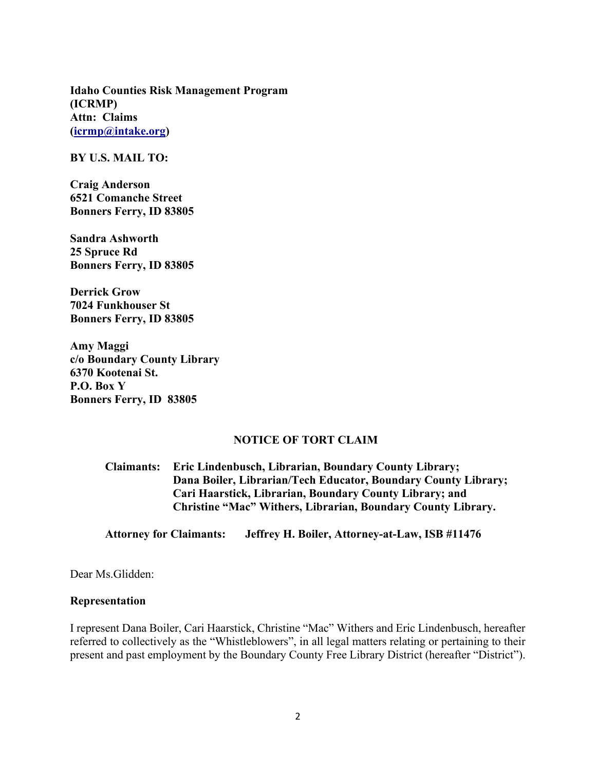**Idaho Counties Risk Management Program (ICRMP)**
**Attn: Claims**
**(icrmp@intake.org)**

**BY U.S. MAIL TO:**

**Craig Anderson**
**6521 Comanche Street**
**Bonners Ferry, ID 83805**

**Sandra Ashworth**
**25 Spruce Rd**
**Bonners Ferry, ID 83805**

**Derrick Grow**
**7024 Funkhouser St**
**Bonners Ferry, ID 83805**

**Amy Maggi**
**c/o Boundary County Library**
**6370 Kootenai St.**
**P.O. Box Y**
**Bonners Ferry, ID 83805**

**NOTICE OF TORT CLAIM**

**Claimants: Eric Lindenbusch, Librarian, Boundary County Library;**
**Dana Boiler, Librarian/Tech Educator, Boundary County Library;**
**Cari Haarstick, Librarian, Boundary County Library; and**
**Christine "Mac" Withers, Librarian, Boundary County Library.**

**Attorney for Claimants: Jeffrey H. Boiler, Attorney-at-Law, ISB #11476**

Dear Ms.Glidden:

**Representation**

I represent Dana Boiler, Cari Haarstick, Christine "Mac" Withers and Eric Lindenbusch, hereafter referred to collectively as the "Whistleblowers", in all legal matters relating or pertaining to their present and past employment by the Boundary County Free Library District (hereafter "District").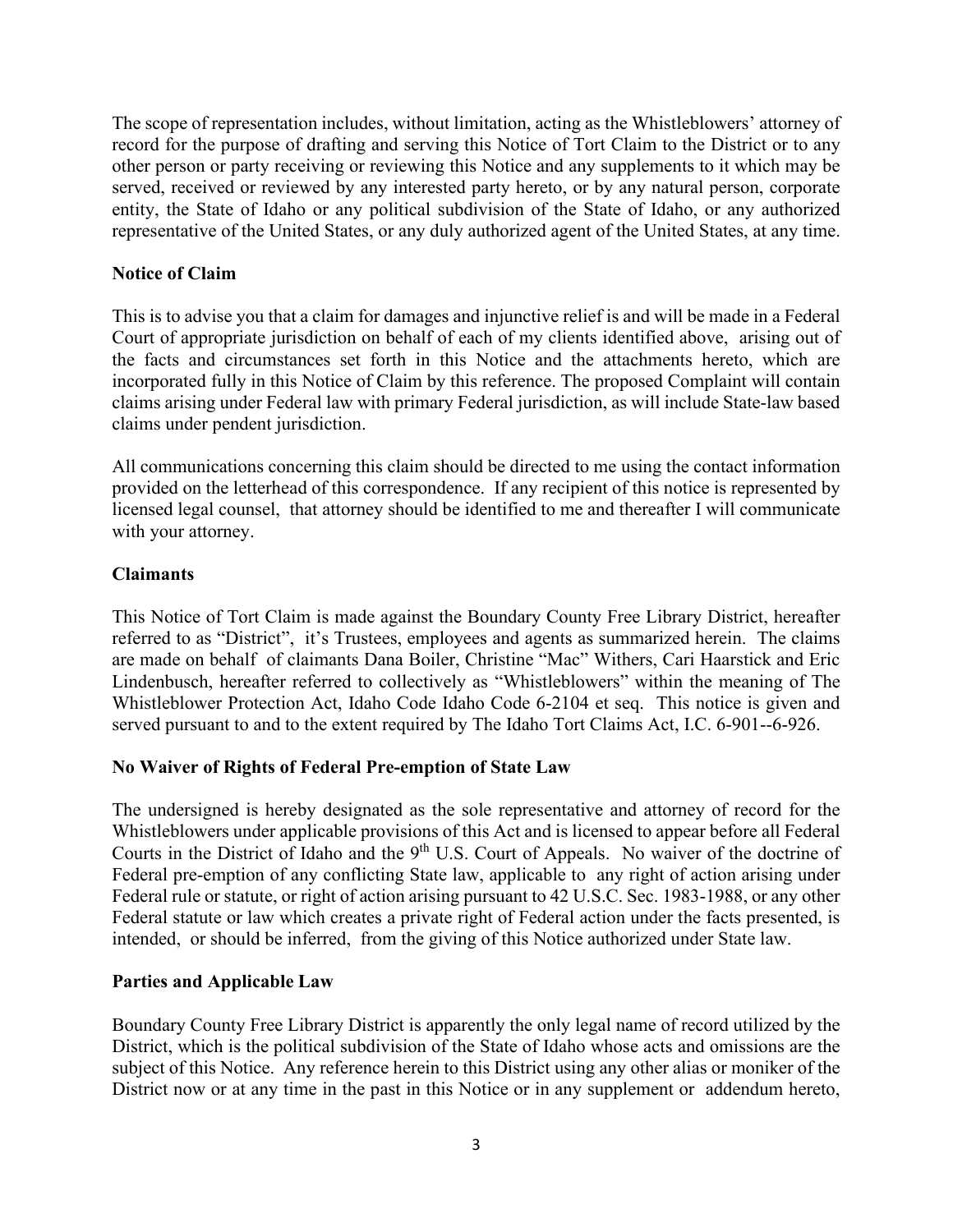The scope of representation includes, without limitation, acting as the Whistleblowers' attorney of record for the purpose of drafting and serving this Notice of Tort Claim to the District or to any other person or party receiving or reviewing this Notice and any supplements to it which may be served, received or reviewed by any interested party hereto, or by any natural person, corporate entity, the State of Idaho or any political subdivision of the State of Idaho, or any authorized representative of the United States, or any duly authorized agent of the United States, at any time.

**Notice of Claim**

This is to advise you that a claim for damages and injunctive relief is and will be made in a Federal Court of appropriate jurisdiction on behalf of each of my clients identified above, arising out of the facts and circumstances set forth in this Notice and the attachments hereto, which are incorporated fully in this Notice of Claim by this reference. The proposed Complaint will contain claims arising under Federal law with primary Federal jurisdiction, as will include State-law based claims under pendent jurisdiction.

All communications concerning this claim should be directed to me using the contact information provided on the letterhead of this correspondence. If any recipient of this notice is represented by licensed legal counsel, that attorney should be identified to me and thereafter I will communicate with your attorney.

**Claimants**

This Notice of Tort Claim is made against the Boundary County Free Library District, hereafter referred to as "District", it's Trustees, employees and agents as summarized herein. The claims are made on behalf of claimants Dana Boiler, Christine "Mac" Withers, Cari Haarstick and Eric Lindenbusch, hereafter referred to collectively as "Whistleblowers" within the meaning of The Whistleblower Protection Act, Idaho Code Idaho Code 6-2104 et seq. This notice is given and served pursuant to and to the extent required by The Idaho Tort Claims Act, I.C. 6-901--6-926.

**No Waiver of Rights of Federal Pre-emption of State Law**

The undersigned is hereby designated as the sole representative and attorney of record for the Whistleblowers under applicable provisions of this Act and is licensed to appear before all Federal Courts in the District of Idaho and the 9th U.S. Court of Appeals. No waiver of the doctrine of Federal pre-emption of any conflicting State law, applicable to any right of action arising under Federal rule or statute, or right of action arising pursuant to 42 U.S.C. Sec. 1983-1988, or any other Federal statute or law which creates a private right of Federal action under the facts presented, is intended, or should be inferred, from the giving of this Notice authorized under State law.

**Parties and Applicable Law**

Boundary County Free Library District is apparently the only legal name of record utilized by the District, which is the political subdivision of the State of Idaho whose acts and omissions are the subject of this Notice. Any reference herein to this District using any other alias or moniker of the District now or at any time in the past in this Notice or in any supplement or addendum hereto,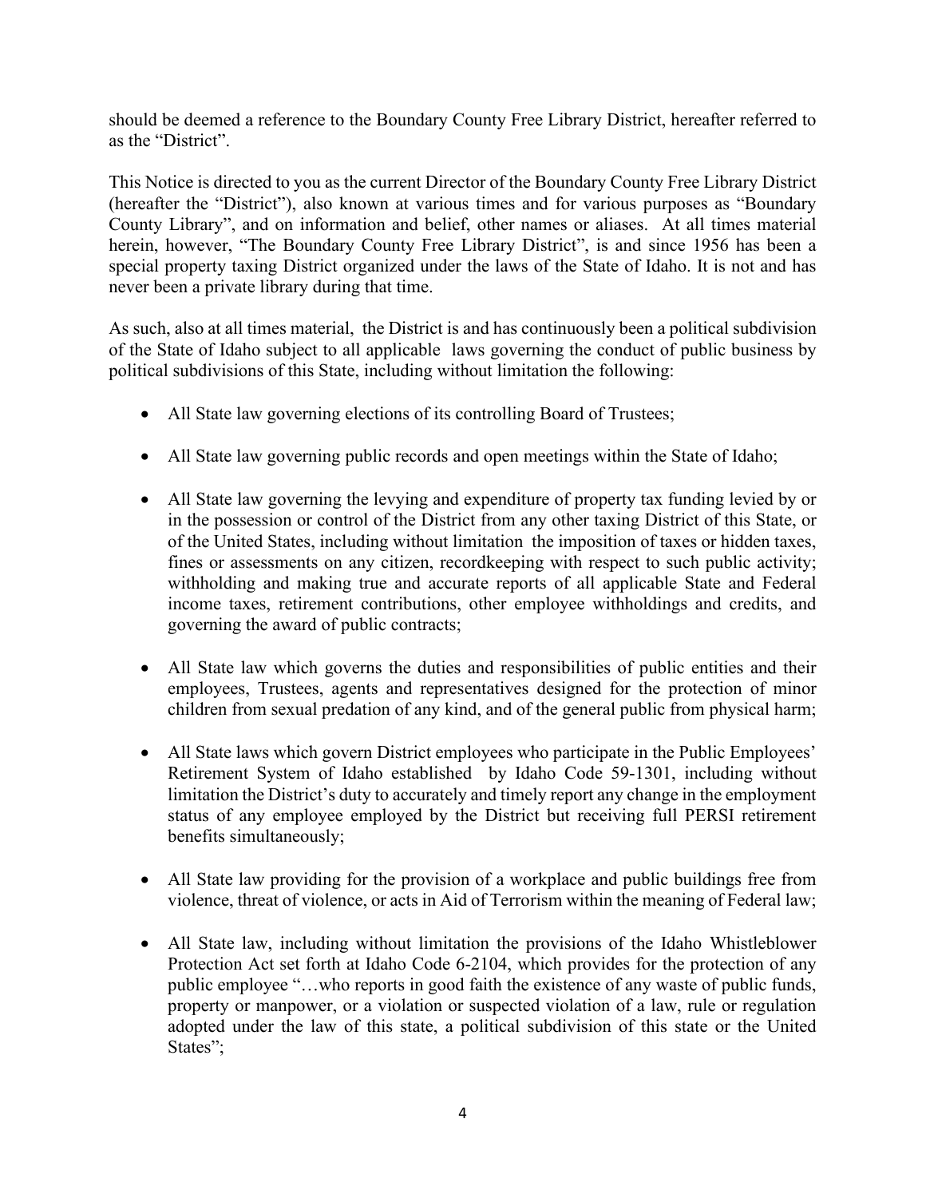should be deemed a reference to the Boundary County Free Library District, hereafter referred to as the "District".

This Notice is directed to you as the current Director of the Boundary County Free Library District (hereafter the "District"), also known at various times and for various purposes as "Boundary County Library", and on information and belief, other names or aliases. At all times material herein, however, "The Boundary County Free Library District", is and since 1956 has been a special property taxing District organized under the laws of the State of Idaho. It is not and has never been a private library during that time.

As such, also at all times material, the District is and has continuously been a political subdivision of the State of Idaho subject to all applicable laws governing the conduct of public business by political subdivisions of this State, including without limitation the following:

- All State law governing elections of its controlling Board of Trustees;
- All State law governing public records and open meetings within the State of Idaho;
- All State law governing the levying and expenditure of property tax funding levied by or in the possession or control of the District from any other taxing District of this State, or of the United States, including without limitation the imposition of taxes or hidden taxes, fines or assessments on any citizen, recordkeeping with respect to such public activity; withholding and making true and accurate reports of all applicable State and Federal income taxes, retirement contributions, other employee withholdings and credits, and governing the award of public contracts;
- All State law which governs the duties and responsibilities of public entities and their employees, Trustees, agents and representatives designed for the protection of minor children from sexual predation of any kind, and of the general public from physical harm;
- All State laws which govern District employees who participate in the Public Employees' Retirement System of Idaho established by Idaho Code 59-1301, including without limitation the District's duty to accurately and timely report any change in the employment status of any employee employed by the District but receiving full PERSI retirement benefits simultaneously;
- All State law providing for the provision of a workplace and public buildings free from violence, threat of violence, or acts in Aid of Terrorism within the meaning of Federal law;
- All State law, including without limitation the provisions of the Idaho Whistleblower Protection Act set forth at Idaho Code 6-2104, which provides for the protection of any public employee "…who reports in good faith the existence of any waste of public funds, property or manpower, or a violation or suspected violation of a law, rule or regulation adopted under the law of this state, a political subdivision of this state or the United States";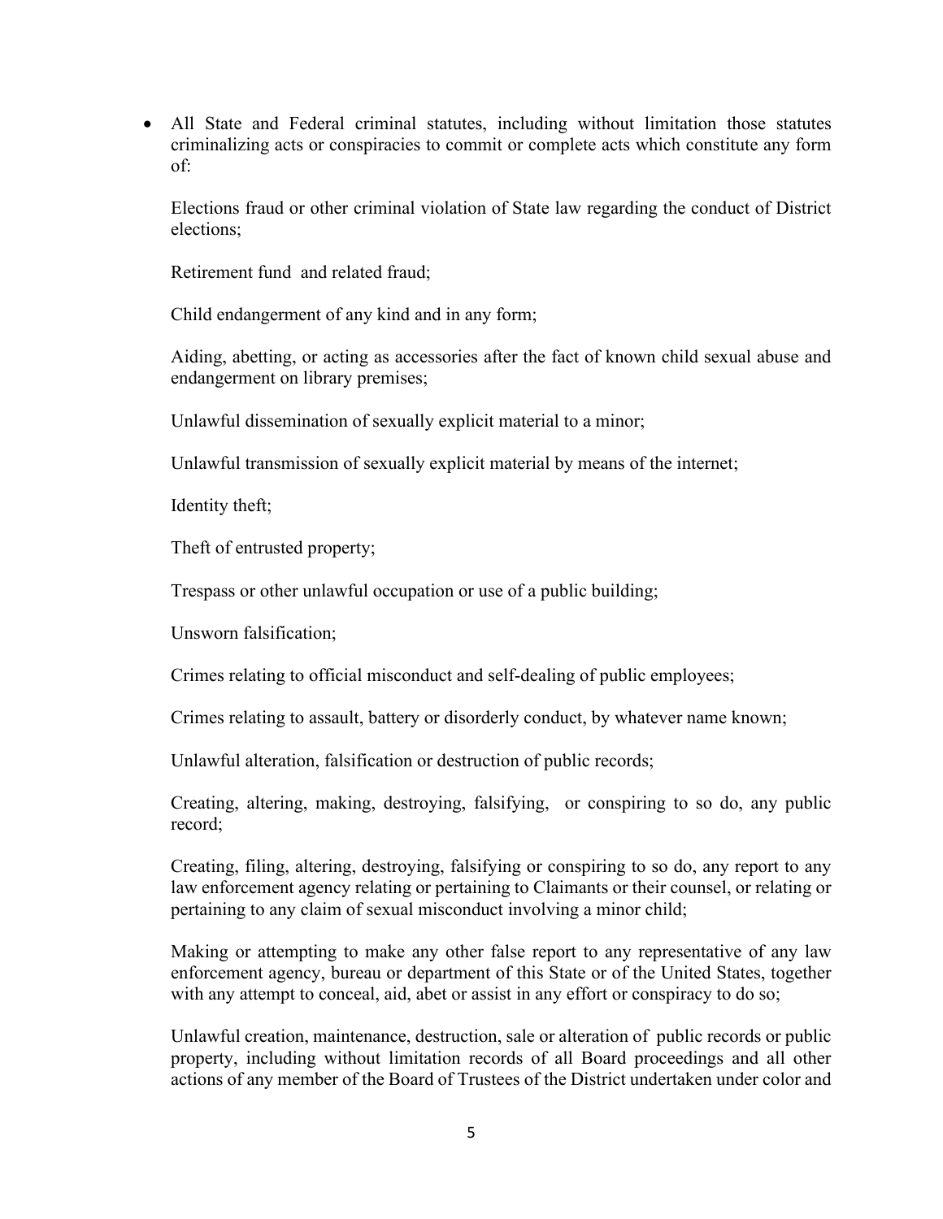- All State and Federal criminal statutes, including without limitation those statutes criminalizing acts or conspiracies to commit or complete acts which constitute any form of:

  Elections fraud or other criminal violation of State law regarding the conduct of District elections;

  Retirement fund and related fraud;

  Child endangerment of any kind and in any form;

  Aiding, abetting, or acting as accessories after the fact of known child sexual abuse and endangerment on library premises;

  Unlawful dissemination of sexually explicit material to a minor;

  Unlawful transmission of sexually explicit material by means of the internet;

  Identity theft;

  Theft of entrusted property;

  Trespass or other unlawful occupation or use of a public building;

  Unsworn falsification;

  Crimes relating to official misconduct and self-dealing of public employees;

  Crimes relating to assault, battery or disorderly conduct, by whatever name known;

  Unlawful alteration, falsification or destruction of public records;

  Creating, altering, making, destroying, falsifying, or conspiring to so do, any public record;

  Creating, filing, altering, destroying, falsifying or conspiring to so do, any report to any law enforcement agency relating or pertaining to Claimants or their counsel, or relating or pertaining to any claim of sexual misconduct involving a minor child;

  Making or attempting to make any other false report to any representative of any law enforcement agency, bureau or department of this State or of the United States, together with any attempt to conceal, aid, abet or assist in any effort or conspiracy to do so;

  Unlawful creation, maintenance, destruction, sale or alteration of public records or public property, including without limitation records of all Board proceedings and all other actions of any member of the Board of Trustees of the District undertaken under color and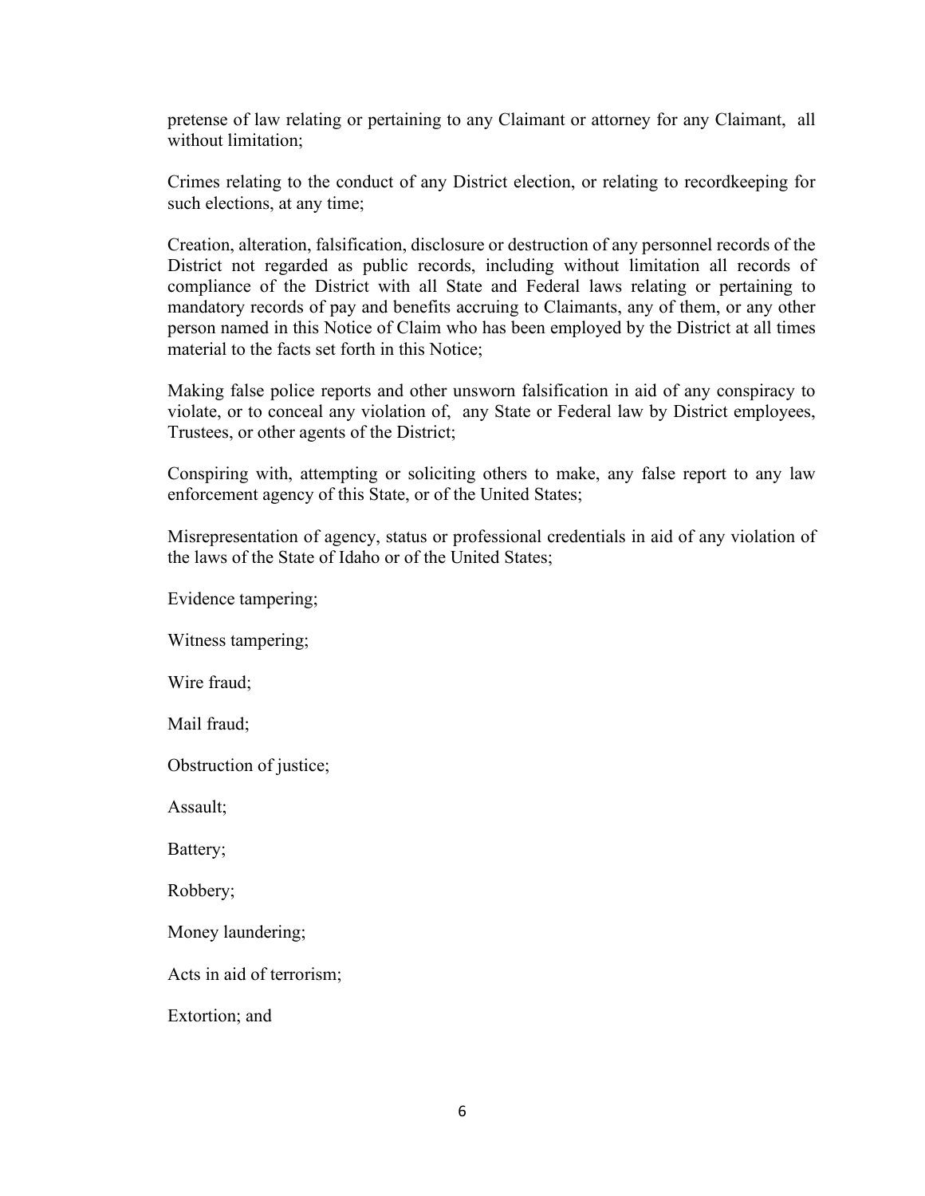pretense of law relating or pertaining to any Claimant or attorney for any Claimant, all without limitation;

Crimes relating to the conduct of any District election, or relating to recordkeeping for such elections, at any time;

Creation, alteration, falsification, disclosure or destruction of any personnel records of the District not regarded as public records, including without limitation all records of compliance of the District with all State and Federal laws relating or pertaining to mandatory records of pay and benefits accruing to Claimants, any of them, or any other person named in this Notice of Claim who has been employed by the District at all times material to the facts set forth in this Notice;

Making false police reports and other unsworn falsification in aid of any conspiracy to violate, or to conceal any violation of, any State or Federal law by District employees, Trustees, or other agents of the District;

Conspiring with, attempting or soliciting others to make, any false report to any law enforcement agency of this State, or of the United States;

Misrepresentation of agency, status or professional credentials in aid of any violation of the laws of the State of Idaho or of the United States;

Evidence tampering;

Witness tampering;

Wire fraud;

Mail fraud;

Obstruction of justice;

Assault;

Battery;

Robbery;

Money laundering;

Acts in aid of terrorism;

Extortion; and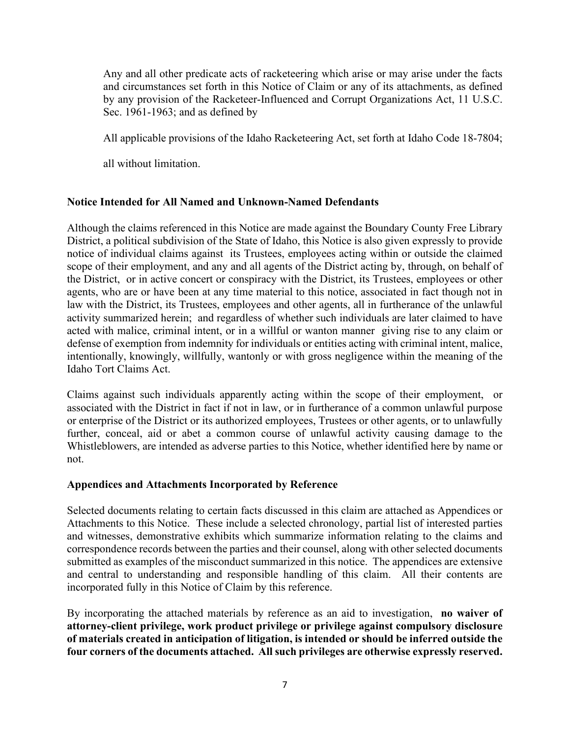Any and all other predicate acts of racketeering which arise or may arise under the facts and circumstances set forth in this Notice of Claim or any of its attachments, as defined by any provision of the Racketeer-Influenced and Corrupt Organizations Act, 11 U.S.C. Sec. 1961-1963; and as defined by

All applicable provisions of the Idaho Racketeering Act, set forth at Idaho Code 18-7804;

all without limitation.

**Notice Intended for All Named and Unknown-Named Defendants**

Although the claims referenced in this Notice are made against the Boundary County Free Library District, a political subdivision of the State of Idaho, this Notice is also given expressly to provide notice of individual claims against its Trustees, employees acting within or outside the claimed scope of their employment, and any and all agents of the District acting by, through, on behalf of the District, or in active concert or conspiracy with the District, its Trustees, employees or other agents, who are or have been at any time material to this notice, associated in fact though not in law with the District, its Trustees, employees and other agents, all in furtherance of the unlawful activity summarized herein; and regardless of whether such individuals are later claimed to have acted with malice, criminal intent, or in a willful or wanton manner giving rise to any claim or defense of exemption from indemnity for individuals or entities acting with criminal intent, malice, intentionally, knowingly, willfully, wantonly or with gross negligence within the meaning of the Idaho Tort Claims Act.

Claims against such individuals apparently acting within the scope of their employment, or associated with the District in fact if not in law, or in furtherance of a common unlawful purpose or enterprise of the District or its authorized employees, Trustees or other agents, or to unlawfully further, conceal, aid or abet a common course of unlawful activity causing damage to the Whistleblowers, are intended as adverse parties to this Notice, whether identified here by name or not.

**Appendices and Attachments Incorporated by Reference**

Selected documents relating to certain facts discussed in this claim are attached as Appendices or Attachments to this Notice. These include a selected chronology, partial list of interested parties and witnesses, demonstrative exhibits which summarize information relating to the claims and correspondence records between the parties and their counsel, along with other selected documents submitted as examples of the misconduct summarized in this notice. The appendices are extensive and central to understanding and responsible handling of this claim. All their contents are incorporated fully in this Notice of Claim by this reference.

By incorporating the attached materials by reference as an aid to investigation, **no waiver of attorney-client privilege, work product privilege or privilege against compulsory disclosure of materials created in anticipation of litigation, is intended or should be inferred outside the four corners of the documents attached. All such privileges are otherwise expressly reserved.**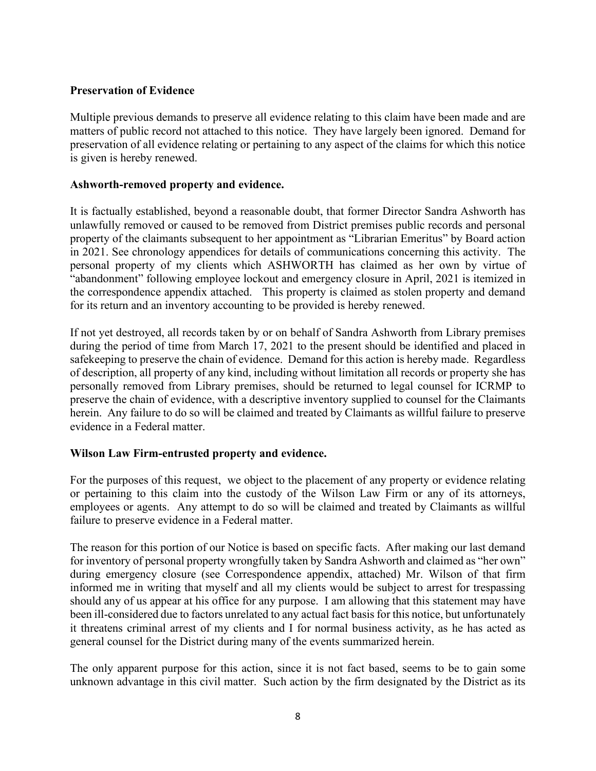**Preservation of Evidence**

Multiple previous demands to preserve all evidence relating to this claim have been made and are matters of public record not attached to this notice. They have largely been ignored. Demand for preservation of all evidence relating or pertaining to any aspect of the claims for which this notice is given is hereby renewed.

**Ashworth-removed property and evidence.**

It is factually established, beyond a reasonable doubt, that former Director Sandra Ashworth has unlawfully removed or caused to be removed from District premises public records and personal property of the claimants subsequent to her appointment as "Librarian Emeritus" by Board action in 2021. See chronology appendices for details of communications concerning this activity. The personal property of my clients which ASHWORTH has claimed as her own by virtue of "abandonment" following employee lockout and emergency closure in April, 2021 is itemized in the correspondence appendix attached. This property is claimed as stolen property and demand for its return and an inventory accounting to be provided is hereby renewed.

If not yet destroyed, all records taken by or on behalf of Sandra Ashworth from Library premises during the period of time from March 17, 2021 to the present should be identified and placed in safekeeping to preserve the chain of evidence. Demand for this action is hereby made. Regardless of description, all property of any kind, including without limitation all records or property she has personally removed from Library premises, should be returned to legal counsel for ICRMP to preserve the chain of evidence, with a descriptive inventory supplied to counsel for the Claimants herein. Any failure to do so will be claimed and treated by Claimants as willful failure to preserve evidence in a Federal matter.

**Wilson Law Firm-entrusted property and evidence.**

For the purposes of this request, we object to the placement of any property or evidence relating or pertaining to this claim into the custody of the Wilson Law Firm or any of its attorneys, employees or agents. Any attempt to do so will be claimed and treated by Claimants as willful failure to preserve evidence in a Federal matter.

The reason for this portion of our Notice is based on specific facts. After making our last demand for inventory of personal property wrongfully taken by Sandra Ashworth and claimed as "her own" during emergency closure (see Correspondence appendix, attached) Mr. Wilson of that firm informed me in writing that myself and all my clients would be subject to arrest for trespassing should any of us appear at his office for any purpose. I am allowing that this statement may have been ill-considered due to factors unrelated to any actual fact basis for this notice, but unfortunately it threatens criminal arrest of my clients and I for normal business activity, as he has acted as general counsel for the District during many of the events summarized herein.

The only apparent purpose for this action, since it is not fact based, seems to be to gain some unknown advantage in this civil matter. Such action by the firm designated by the District as its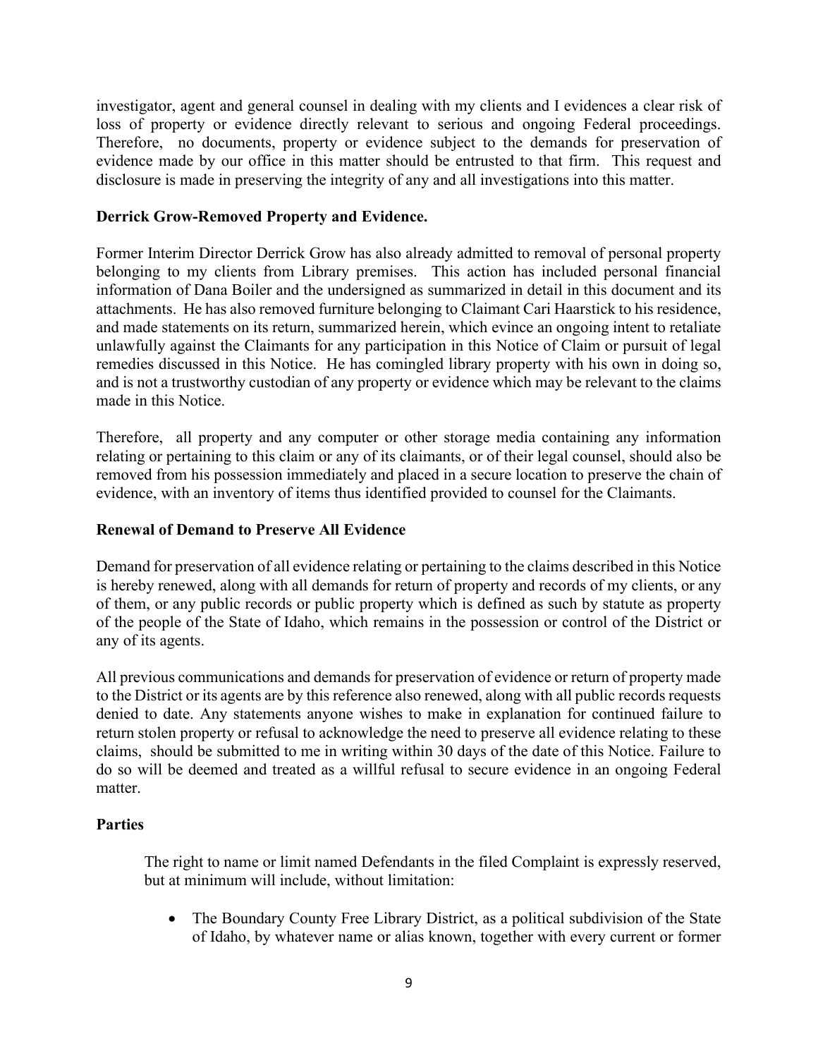investigator, agent and general counsel in dealing with my clients and I evidences a clear risk of loss of property or evidence directly relevant to serious and ongoing Federal proceedings. Therefore, no documents, property or evidence subject to the demands for preservation of evidence made by our office in this matter should be entrusted to that firm. This request and disclosure is made in preserving the integrity of any and all investigations into this matter.

**Derrick Grow-Removed Property and Evidence.**

Former Interim Director Derrick Grow has also already admitted to removal of personal property belonging to my clients from Library premises. This action has included personal financial information of Dana Boiler and the undersigned as summarized in detail in this document and its attachments. He has also removed furniture belonging to Claimant Cari Haarstick to his residence, and made statements on its return, summarized herein, which evince an ongoing intent to retaliate unlawfully against the Claimants for any participation in this Notice of Claim or pursuit of legal remedies discussed in this Notice. He has comingled library property with his own in doing so, and is not a trustworthy custodian of any property or evidence which may be relevant to the claims made in this Notice.

Therefore, all property and any computer or other storage media containing any information relating or pertaining to this claim or any of its claimants, or of their legal counsel, should also be removed from his possession immediately and placed in a secure location to preserve the chain of evidence, with an inventory of items thus identified provided to counsel for the Claimants.

**Renewal of Demand to Preserve All Evidence**

Demand for preservation of all evidence relating or pertaining to the claims described in this Notice is hereby renewed, along with all demands for return of property and records of my clients, or any of them, or any public records or public property which is defined as such by statute as property of the people of the State of Idaho, which remains in the possession or control of the District or any of its agents.

All previous communications and demands for preservation of evidence or return of property made to the District or its agents are by this reference also renewed, along with all public records requests denied to date. Any statements anyone wishes to make in explanation for continued failure to return stolen property or refusal to acknowledge the need to preserve all evidence relating to these claims, should be submitted to me in writing within 30 days of the date of this Notice. Failure to do so will be deemed and treated as a willful refusal to secure evidence in an ongoing Federal matter.

**Parties**

The right to name or limit named Defendants in the filed Complaint is expressly reserved, but at minimum will include, without limitation:

- The Boundary County Free Library District, as a political subdivision of the State of Idaho, by whatever name or alias known, together with every current or former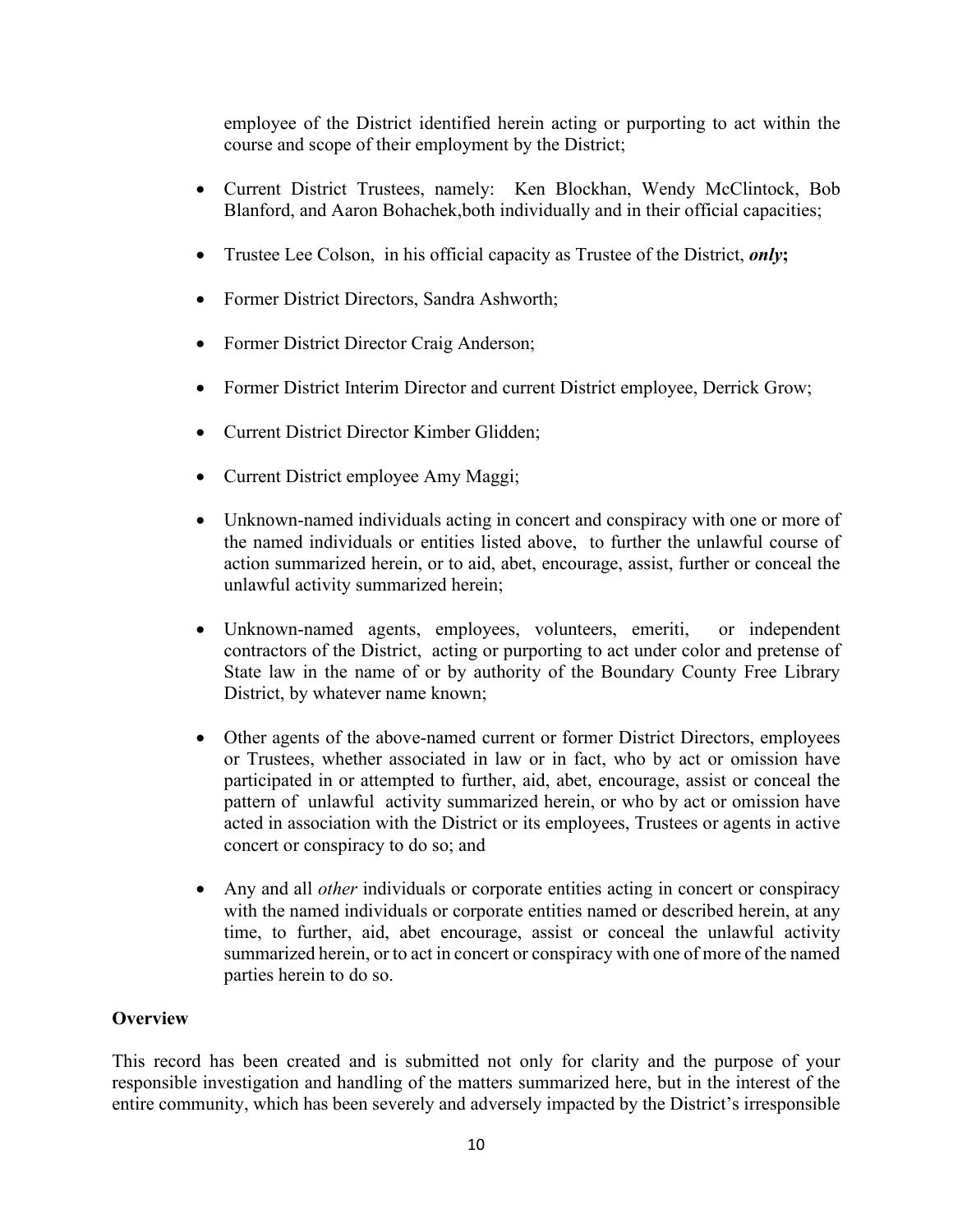employee of the District identified herein acting or purporting to act within the course and scope of their employment by the District;

- Current District Trustees, namely: Ken Blockhan, Wendy McClintock, Bob Blanford, and Aaron Bohachek,both individually and in their official capacities;
- Trustee Lee Colson, in his official capacity as Trustee of the District, ***only*;**
- Former District Directors, Sandra Ashworth;
- Former District Director Craig Anderson;
- Former District Interim Director and current District employee, Derrick Grow;
- Current District Director Kimber Glidden;
- Current District employee Amy Maggi;
- Unknown-named individuals acting in concert and conspiracy with one or more of the named individuals or entities listed above, to further the unlawful course of action summarized herein, or to aid, abet, encourage, assist, further or conceal the unlawful activity summarized herein;
- Unknown-named agents, employees, volunteers, emeriti, or independent contractors of the District, acting or purporting to act under color and pretense of State law in the name of or by authority of the Boundary County Free Library District, by whatever name known;
- Other agents of the above-named current or former District Directors, employees or Trustees, whether associated in law or in fact, who by act or omission have participated in or attempted to further, aid, abet, encourage, assist or conceal the pattern of unlawful activity summarized herein, or who by act or omission have acted in association with the District or its employees, Trustees or agents in active concert or conspiracy to do so; and
- Any and all *other* individuals or corporate entities acting in concert or conspiracy with the named individuals or corporate entities named or described herein, at any time, to further, aid, abet encourage, assist or conceal the unlawful activity summarized herein, or to act in concert or conspiracy with one of more of the named parties herein to do so.

**Overview**

This record has been created and is submitted not only for clarity and the purpose of your responsible investigation and handling of the matters summarized here, but in the interest of the entire community, which has been severely and adversely impacted by the District's irresponsible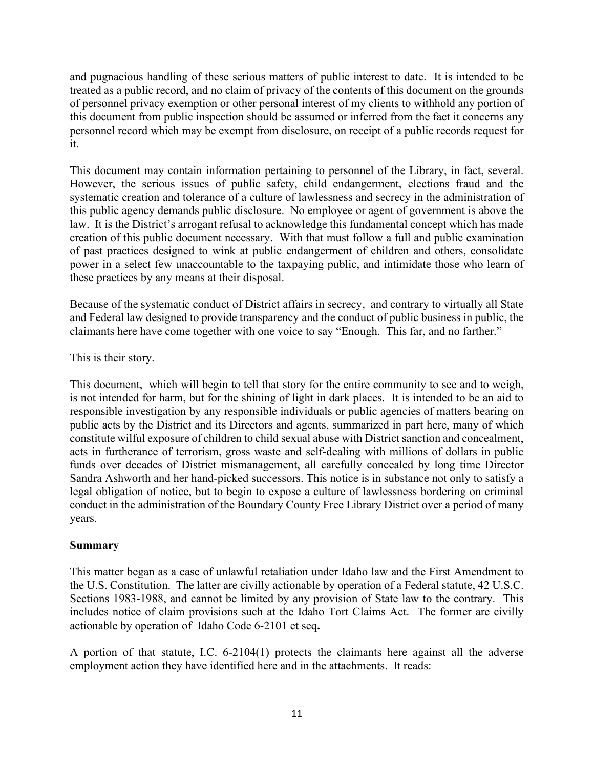and pugnacious handling of these serious matters of public interest to date. It is intended to be treated as a public record, and no claim of privacy of the contents of this document on the grounds of personnel privacy exemption or other personal interest of my clients to withhold any portion of this document from public inspection should be assumed or inferred from the fact it concerns any personnel record which may be exempt from disclosure, on receipt of a public records request for it.

This document may contain information pertaining to personnel of the Library, in fact, several. However, the serious issues of public safety, child endangerment, elections fraud and the systematic creation and tolerance of a culture of lawlessness and secrecy in the administration of this public agency demands public disclosure. No employee or agent of government is above the law. It is the District's arrogant refusal to acknowledge this fundamental concept which has made creation of this public document necessary. With that must follow a full and public examination of past practices designed to wink at public endangerment of children and others, consolidate power in a select few unaccountable to the taxpaying public, and intimidate those who learn of these practices by any means at their disposal.

Because of the systematic conduct of District affairs in secrecy, and contrary to virtually all State and Federal law designed to provide transparency and the conduct of public business in public, the claimants here have come together with one voice to say "Enough. This far, and no farther."

This is their story.

This document, which will begin to tell that story for the entire community to see and to weigh, is not intended for harm, but for the shining of light in dark places. It is intended to be an aid to responsible investigation by any responsible individuals or public agencies of matters bearing on public acts by the District and its Directors and agents, summarized in part here, many of which constitute wilful exposure of children to child sexual abuse with District sanction and concealment, acts in furtherance of terrorism, gross waste and self-dealing with millions of dollars in public funds over decades of District mismanagement, all carefully concealed by long time Director Sandra Ashworth and her hand-picked successors. This notice is in substance not only to satisfy a legal obligation of notice, but to begin to expose a culture of lawlessness bordering on criminal conduct in the administration of the Boundary County Free Library District over a period of many years.

**Summary**

This matter began as a case of unlawful retaliation under Idaho law and the First Amendment to the U.S. Constitution. The latter are civilly actionable by operation of a Federal statute, 42 U.S.C. Sections 1983-1988, and cannot be limited by any provision of State law to the contrary. This includes notice of claim provisions such at the Idaho Tort Claims Act. The former are civilly actionable by operation of Idaho Code 6-2101 et seq**.**

A portion of that statute, I.C. 6-2104(1) protects the claimants here against all the adverse employment action they have identified here and in the attachments. It reads: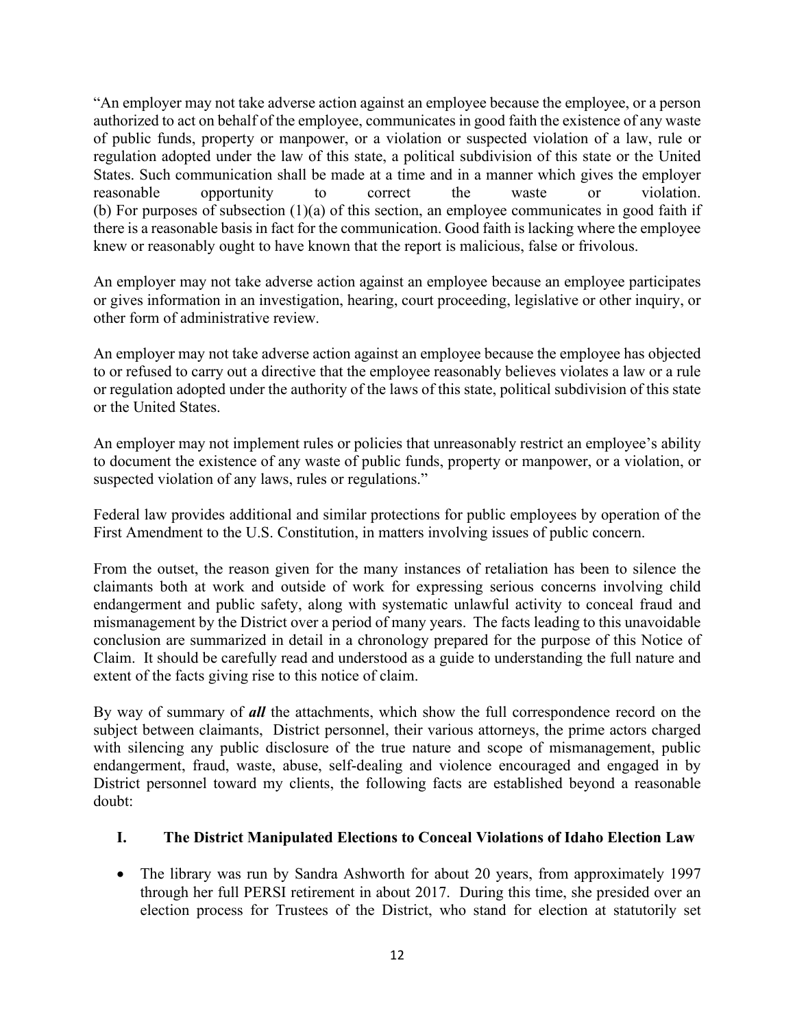"An employer may not take adverse action against an employee because the employee, or a person authorized to act on behalf of the employee, communicates in good faith the existence of any waste of public funds, property or manpower, or a violation or suspected violation of a law, rule or regulation adopted under the law of this state, a political subdivision of this state or the United States. Such communication shall be made at a time and in a manner which gives the employer reasonable opportunity to correct the waste or violation.
(b) For purposes of subsection (1)(a) of this section, an employee communicates in good faith if there is a reasonable basis in fact for the communication. Good faith is lacking where the employee knew or reasonably ought to have known that the report is malicious, false or frivolous.

An employer may not take adverse action against an employee because an employee participates or gives information in an investigation, hearing, court proceeding, legislative or other inquiry, or other form of administrative review.

An employer may not take adverse action against an employee because the employee has objected to or refused to carry out a directive that the employee reasonably believes violates a law or a rule or regulation adopted under the authority of the laws of this state, political subdivision of this state or the United States.

An employer may not implement rules or policies that unreasonably restrict an employee's ability to document the existence of any waste of public funds, property or manpower, or a violation, or suspected violation of any laws, rules or regulations."

Federal law provides additional and similar protections for public employees by operation of the First Amendment to the U.S. Constitution, in matters involving issues of public concern.

From the outset, the reason given for the many instances of retaliation has been to silence the claimants both at work and outside of work for expressing serious concerns involving child endangerment and public safety, along with systematic unlawful activity to conceal fraud and mismanagement by the District over a period of many years. The facts leading to this unavoidable conclusion are summarized in detail in a chronology prepared for the purpose of this Notice of Claim. It should be carefully read and understood as a guide to understanding the full nature and extent of the facts giving rise to this notice of claim.

By way of summary of ***all*** the attachments, which show the full correspondence record on the subject between claimants, District personnel, their various attorneys, the prime actors charged with silencing any public disclosure of the true nature and scope of mismanagement, public endangerment, fraud, waste, abuse, self-dealing and violence encouraged and engaged in by District personnel toward my clients, the following facts are established beyond a reasonable doubt:

## I. The District Manipulated Elections to Conceal Violations of Idaho Election Law

- The library was run by Sandra Ashworth for about 20 years, from approximately 1997 through her full PERSI retirement in about 2017. During this time, she presided over an election process for Trustees of the District, who stand for election at statutorily set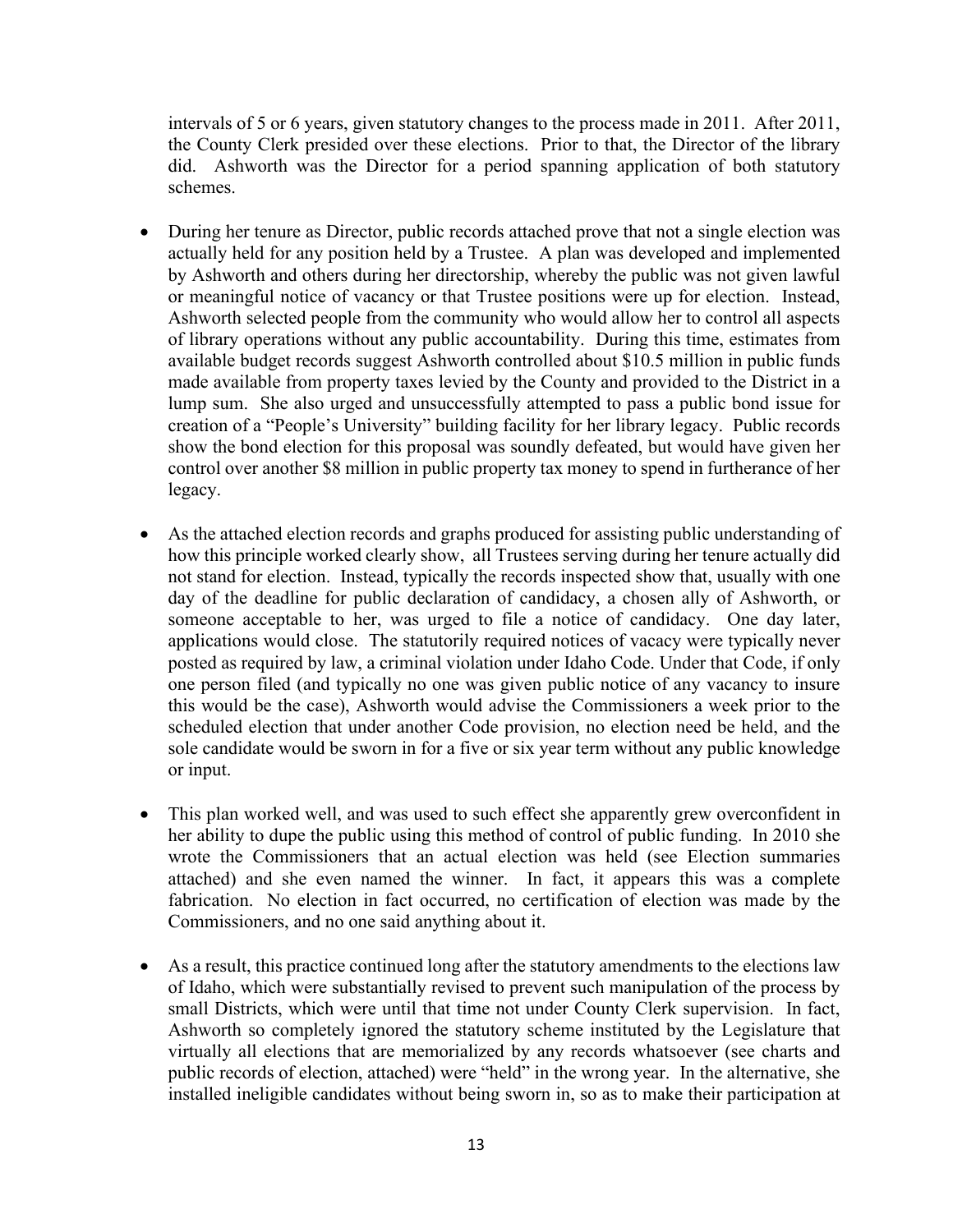intervals of 5 or 6 years, given statutory changes to the process made in 2011. After 2011, the County Clerk presided over these elections. Prior to that, the Director of the library did. Ashworth was the Director for a period spanning application of both statutory schemes.

- During her tenure as Director, public records attached prove that not a single election was actually held for any position held by a Trustee. A plan was developed and implemented by Ashworth and others during her directorship, whereby the public was not given lawful or meaningful notice of vacancy or that Trustee positions were up for election. Instead, Ashworth selected people from the community who would allow her to control all aspects of library operations without any public accountability. During this time, estimates from available budget records suggest Ashworth controlled about $10.5 million in public funds made available from property taxes levied by the County and provided to the District in a lump sum. She also urged and unsuccessfully attempted to pass a public bond issue for creation of a "People's University" building facility for her library legacy. Public records show the bond election for this proposal was soundly defeated, but would have given her control over another $8 million in public property tax money to spend in furtherance of her legacy.

- As the attached election records and graphs produced for assisting public understanding of how this principle worked clearly show, all Trustees serving during her tenure actually did not stand for election. Instead, typically the records inspected show that, usually with one day of the deadline for public declaration of candidacy, a chosen ally of Ashworth, or someone acceptable to her, was urged to file a notice of candidacy. One day later, applications would close. The statutorily required notices of vacacy were typically never posted as required by law, a criminal violation under Idaho Code. Under that Code, if only one person filed (and typically no one was given public notice of any vacancy to insure this would be the case), Ashworth would advise the Commissioners a week prior to the scheduled election that under another Code provision, no election need be held, and the sole candidate would be sworn in for a five or six year term without any public knowledge or input.

- This plan worked well, and was used to such effect she apparently grew overconfident in her ability to dupe the public using this method of control of public funding. In 2010 she wrote the Commissioners that an actual election was held (see Election summaries attached) and she even named the winner. In fact, it appears this was a complete fabrication. No election in fact occurred, no certification of election was made by the Commissioners, and no one said anything about it.

- As a result, this practice continued long after the statutory amendments to the elections law of Idaho, which were substantially revised to prevent such manipulation of the process by small Districts, which were until that time not under County Clerk supervision. In fact, Ashworth so completely ignored the statutory scheme instituted by the Legislature that virtually all elections that are memorialized by any records whatsoever (see charts and public records of election, attached) were "held" in the wrong year. In the alternative, she installed ineligible candidates without being sworn in, so as to make their participation at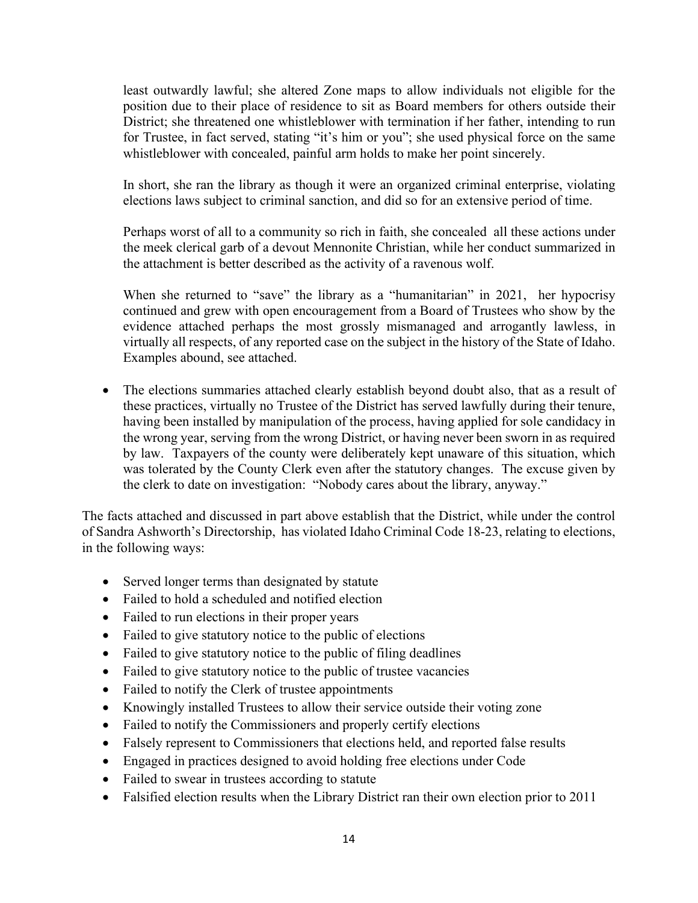least outwardly lawful; she altered Zone maps to allow individuals not eligible for the position due to their place of residence to sit as Board members for others outside their District; she threatened one whistleblower with termination if her father, intending to run for Trustee, in fact served, stating "it's him or you"; she used physical force on the same whistleblower with concealed, painful arm holds to make her point sincerely.

In short, she ran the library as though it were an organized criminal enterprise, violating elections laws subject to criminal sanction, and did so for an extensive period of time.

Perhaps worst of all to a community so rich in faith, she concealed all these actions under the meek clerical garb of a devout Mennonite Christian, while her conduct summarized in the attachment is better described as the activity of a ravenous wolf.

When she returned to "save" the library as a "humanitarian" in 2021, her hypocrisy continued and grew with open encouragement from a Board of Trustees who show by the evidence attached perhaps the most grossly mismanaged and arrogantly lawless, in virtually all respects, of any reported case on the subject in the history of the State of Idaho. Examples abound, see attached.

- The elections summaries attached clearly establish beyond doubt also, that as a result of these practices, virtually no Trustee of the District has served lawfully during their tenure, having been installed by manipulation of the process, having applied for sole candidacy in the wrong year, serving from the wrong District, or having never been sworn in as required by law. Taxpayers of the county were deliberately kept unaware of this situation, which was tolerated by the County Clerk even after the statutory changes. The excuse given by the clerk to date on investigation: "Nobody cares about the library, anyway."

The facts attached and discussed in part above establish that the District, while under the control of Sandra Ashworth's Directorship, has violated Idaho Criminal Code 18-23, relating to elections, in the following ways:

- Served longer terms than designated by statute
- Failed to hold a scheduled and notified election
- Failed to run elections in their proper years
- Failed to give statutory notice to the public of elections
- Failed to give statutory notice to the public of filing deadlines
- Failed to give statutory notice to the public of trustee vacancies
- Failed to notify the Clerk of trustee appointments
- Knowingly installed Trustees to allow their service outside their voting zone
- Failed to notify the Commissioners and properly certify elections
- Falsely represent to Commissioners that elections held, and reported false results
- Engaged in practices designed to avoid holding free elections under Code
- Failed to swear in trustees according to statute
- Falsified election results when the Library District ran their own election prior to 2011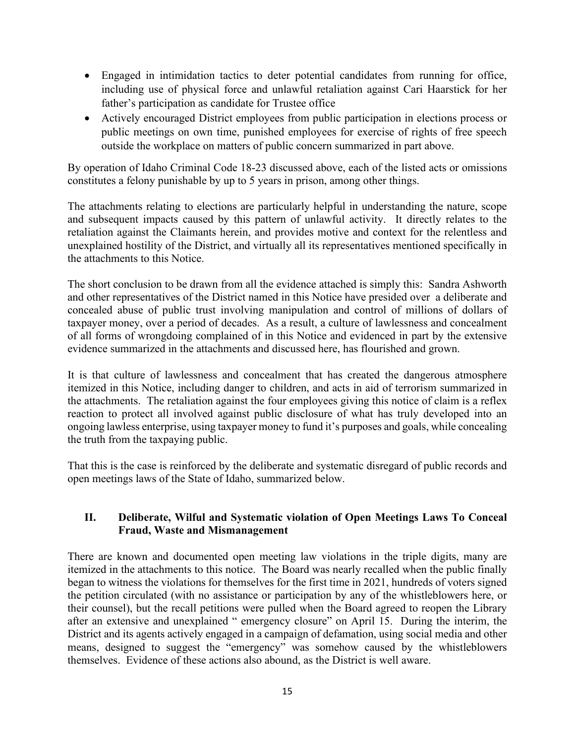- Engaged in intimidation tactics to deter potential candidates from running for office, including use of physical force and unlawful retaliation against Cari Haarstick for her father's participation as candidate for Trustee office
- Actively encouraged District employees from public participation in elections process or public meetings on own time, punished employees for exercise of rights of free speech outside the workplace on matters of public concern summarized in part above.

By operation of Idaho Criminal Code 18-23 discussed above, each of the listed acts or omissions constitutes a felony punishable by up to 5 years in prison, among other things.

The attachments relating to elections are particularly helpful in understanding the nature, scope and subsequent impacts caused by this pattern of unlawful activity. It directly relates to the retaliation against the Claimants herein, and provides motive and context for the relentless and unexplained hostility of the District, and virtually all its representatives mentioned specifically in the attachments to this Notice.

The short conclusion to be drawn from all the evidence attached is simply this: Sandra Ashworth and other representatives of the District named in this Notice have presided over a deliberate and concealed abuse of public trust involving manipulation and control of millions of dollars of taxpayer money, over a period of decades. As a result, a culture of lawlessness and concealment of all forms of wrongdoing complained of in this Notice and evidenced in part by the extensive evidence summarized in the attachments and discussed here, has flourished and grown.

It is that culture of lawlessness and concealment that has created the dangerous atmosphere itemized in this Notice, including danger to children, and acts in aid of terrorism summarized in the attachments. The retaliation against the four employees giving this notice of claim is a reflex reaction to protect all involved against public disclosure of what has truly developed into an ongoing lawless enterprise, using taxpayer money to fund it's purposes and goals, while concealing the truth from the taxpaying public.

That this is the case is reinforced by the deliberate and systematic disregard of public records and open meetings laws of the State of Idaho, summarized below.

## II. Deliberate, Wilful and Systematic violation of Open Meetings Laws To Conceal Fraud, Waste and Mismanagement

There are known and documented open meeting law violations in the triple digits, many are itemized in the attachments to this notice. The Board was nearly recalled when the public finally began to witness the violations for themselves for the first time in 2021, hundreds of voters signed the petition circulated (with no assistance or participation by any of the whistleblowers here, or their counsel), but the recall petitions were pulled when the Board agreed to reopen the Library after an extensive and unexplained " emergency closure" on April 15. During the interim, the District and its agents actively engaged in a campaign of defamation, using social media and other means, designed to suggest the "emergency" was somehow caused by the whistleblowers themselves. Evidence of these actions also abound, as the District is well aware.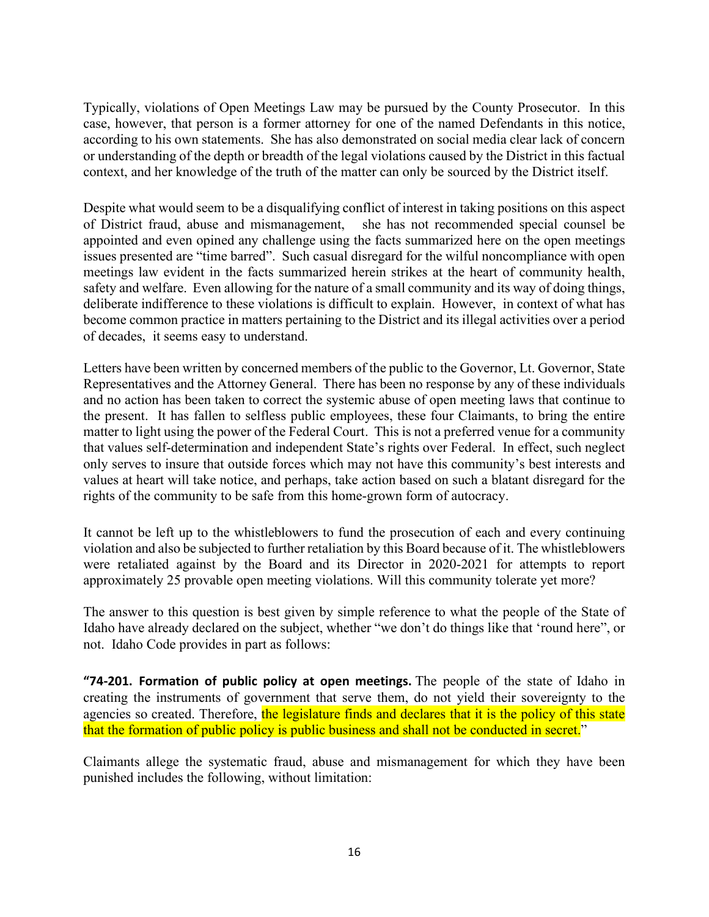Typically, violations of Open Meetings Law may be pursued by the County Prosecutor. In this case, however, that person is a former attorney for one of the named Defendants in this notice, according to his own statements. She has also demonstrated on social media clear lack of concern or understanding of the depth or breadth of the legal violations caused by the District in this factual context, and her knowledge of the truth of the matter can only be sourced by the District itself.

Despite what would seem to be a disqualifying conflict of interest in taking positions on this aspect of District fraud, abuse and mismanagement, she has not recommended special counsel be appointed and even opined any challenge using the facts summarized here on the open meetings issues presented are "time barred". Such casual disregard for the wilful noncompliance with open meetings law evident in the facts summarized herein strikes at the heart of community health, safety and welfare. Even allowing for the nature of a small community and its way of doing things, deliberate indifference to these violations is difficult to explain. However, in context of what has become common practice in matters pertaining to the District and its illegal activities over a period of decades, it seems easy to understand.

Letters have been written by concerned members of the public to the Governor, Lt. Governor, State Representatives and the Attorney General. There has been no response by any of these individuals and no action has been taken to correct the systemic abuse of open meeting laws that continue to the present. It has fallen to selfless public employees, these four Claimants, to bring the entire matter to light using the power of the Federal Court. This is not a preferred venue for a community that values self-determination and independent State's rights over Federal. In effect, such neglect only serves to insure that outside forces which may not have this community's best interests and values at heart will take notice, and perhaps, take action based on such a blatant disregard for the rights of the community to be safe from this home-grown form of autocracy.

It cannot be left up to the whistleblowers to fund the prosecution of each and every continuing violation and also be subjected to further retaliation by this Board because of it. The whistleblowers were retaliated against by the Board and its Director in 2020-2021 for attempts to report approximately 25 provable open meeting violations. Will this community tolerate yet more?

The answer to this question is best given by simple reference to what the people of the State of Idaho have already declared on the subject, whether "we don't do things like that 'round here", or not. Idaho Code provides in part as follows:

"**74-201. Formation of public policy at open meetings.** The people of the state of Idaho in creating the instruments of government that serve them, do not yield their sovereignty to the agencies so created. Therefore, the legislature finds and declares that it is the policy of this state that the formation of public policy is public business and shall not be conducted in secret."

Claimants allege the systematic fraud, abuse and mismanagement for which they have been punished includes the following, without limitation: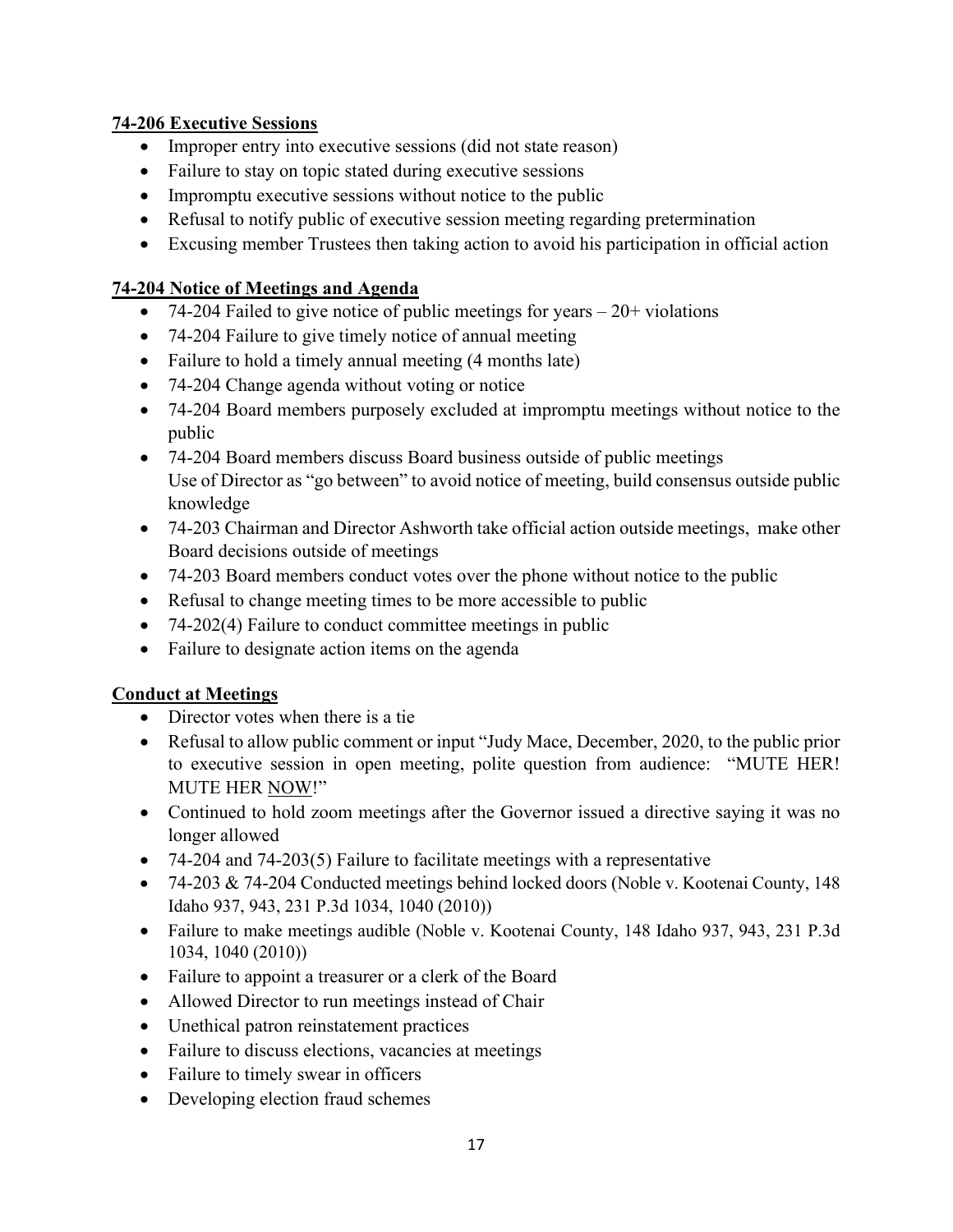**74-206 Executive Sessions**

- Improper entry into executive sessions (did not state reason)
- Failure to stay on topic stated during executive sessions
- Impromptu executive sessions without notice to the public
- Refusal to notify public of executive session meeting regarding pretermination
- Excusing member Trustees then taking action to avoid his participation in official action

**74-204 Notice of Meetings and Agenda**

- 74-204 Failed to give notice of public meetings for years – 20+ violations
- 74-204 Failure to give timely notice of annual meeting
- Failure to hold a timely annual meeting (4 months late)
- 74-204 Change agenda without voting or notice
- 74-204 Board members purposely excluded at impromptu meetings without notice to the public
- 74-204 Board members discuss Board business outside of public meetings
  Use of Director as "go between" to avoid notice of meeting, build consensus outside public knowledge
- 74-203 Chairman and Director Ashworth take official action outside meetings, make other Board decisions outside of meetings
- 74-203 Board members conduct votes over the phone without notice to the public
- Refusal to change meeting times to be more accessible to public
- 74-202(4) Failure to conduct committee meetings in public
- Failure to designate action items on the agenda

**Conduct at Meetings**

- Director votes when there is a tie
- Refusal to allow public comment or input "Judy Mace, December, 2020, to the public prior to executive session in open meeting, polite question from audience: "MUTE HER! MUTE HER NOW!"
- Continued to hold zoom meetings after the Governor issued a directive saying it was no longer allowed
- 74-204 and 74-203(5) Failure to facilitate meetings with a representative
- 74-203 & 74-204 Conducted meetings behind locked doors (Noble v. Kootenai County, 148 Idaho 937, 943, 231 P.3d 1034, 1040 (2010))
- Failure to make meetings audible (Noble v. Kootenai County, 148 Idaho 937, 943, 231 P.3d 1034, 1040 (2010))
- Failure to appoint a treasurer or a clerk of the Board
- Allowed Director to run meetings instead of Chair
- Unethical patron reinstatement practices
- Failure to discuss elections, vacancies at meetings
- Failure to timely swear in officers
- Developing election fraud schemes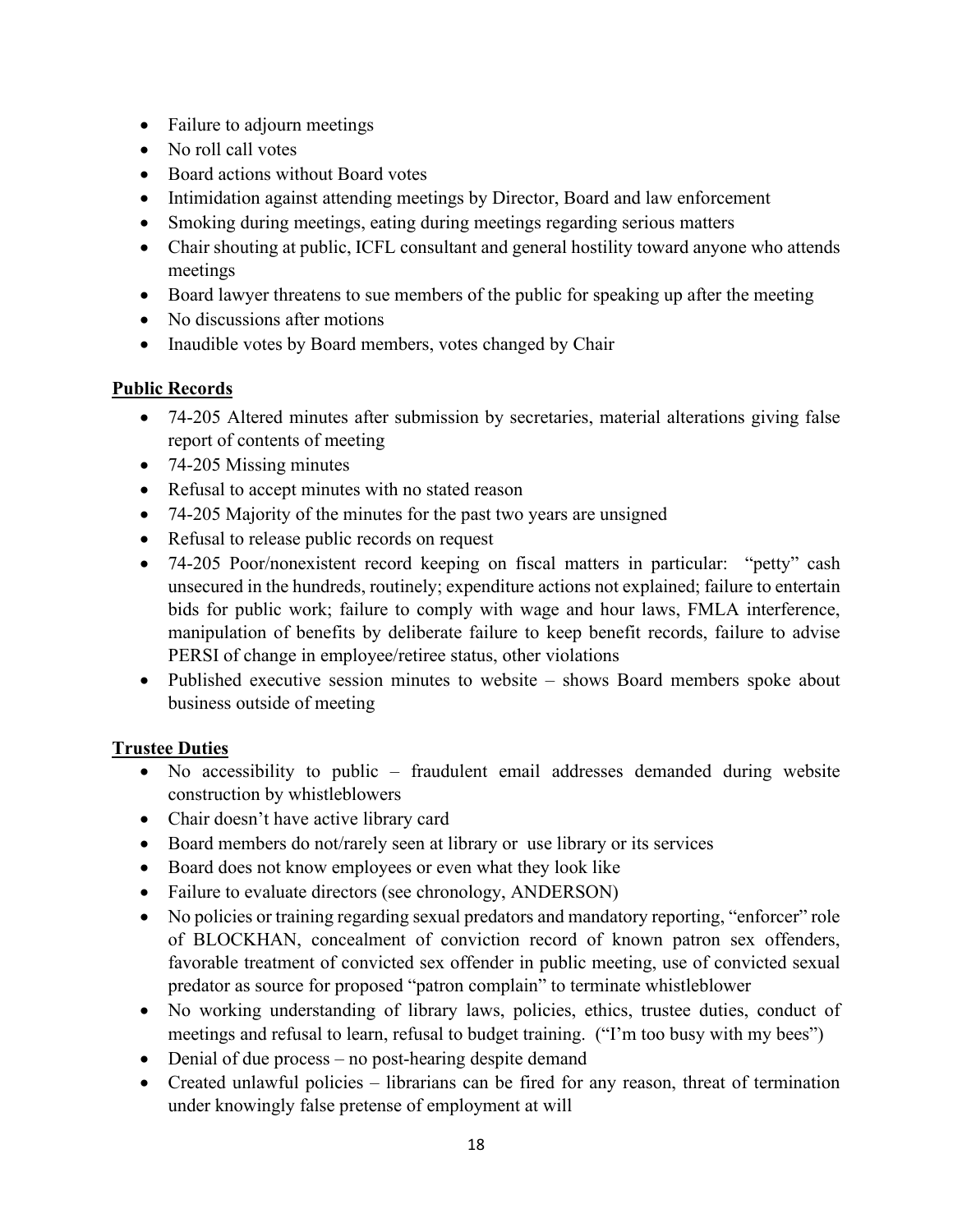- Failure to adjourn meetings
- No roll call votes
- Board actions without Board votes
- Intimidation against attending meetings by Director, Board and law enforcement
- Smoking during meetings, eating during meetings regarding serious matters
- Chair shouting at public, ICFL consultant and general hostility toward anyone who attends meetings
- Board lawyer threatens to sue members of the public for speaking up after the meeting
- No discussions after motions
- Inaudible votes by Board members, votes changed by Chair

## Public Records

- 74-205 Altered minutes after submission by secretaries, material alterations giving false report of contents of meeting
- 74-205 Missing minutes
- Refusal to accept minutes with no stated reason
- 74-205 Majority of the minutes for the past two years are unsigned
- Refusal to release public records on request
- 74-205 Poor/nonexistent record keeping on fiscal matters in particular: "petty" cash unsecured in the hundreds, routinely; expenditure actions not explained; failure to entertain bids for public work; failure to comply with wage and hour laws, FMLA interference, manipulation of benefits by deliberate failure to keep benefit records, failure to advise PERSI of change in employee/retiree status, other violations
- Published executive session minutes to website – shows Board members spoke about business outside of meeting

## Trustee Duties

- No accessibility to public – fraudulent email addresses demanded during website construction by whistleblowers
- Chair doesn't have active library card
- Board members do not/rarely seen at library or use library or its services
- Board does not know employees or even what they look like
- Failure to evaluate directors (see chronology, ANDERSON)
- No policies or training regarding sexual predators and mandatory reporting, "enforcer" role of BLOCKHAN, concealment of conviction record of known patron sex offenders, favorable treatment of convicted sex offender in public meeting, use of convicted sexual predator as source for proposed "patron complain" to terminate whistleblower
- No working understanding of library laws, policies, ethics, trustee duties, conduct of meetings and refusal to learn, refusal to budget training. ("I'm too busy with my bees")
- Denial of due process – no post-hearing despite demand
- Created unlawful policies – librarians can be fired for any reason, threat of termination under knowingly false pretense of employment at will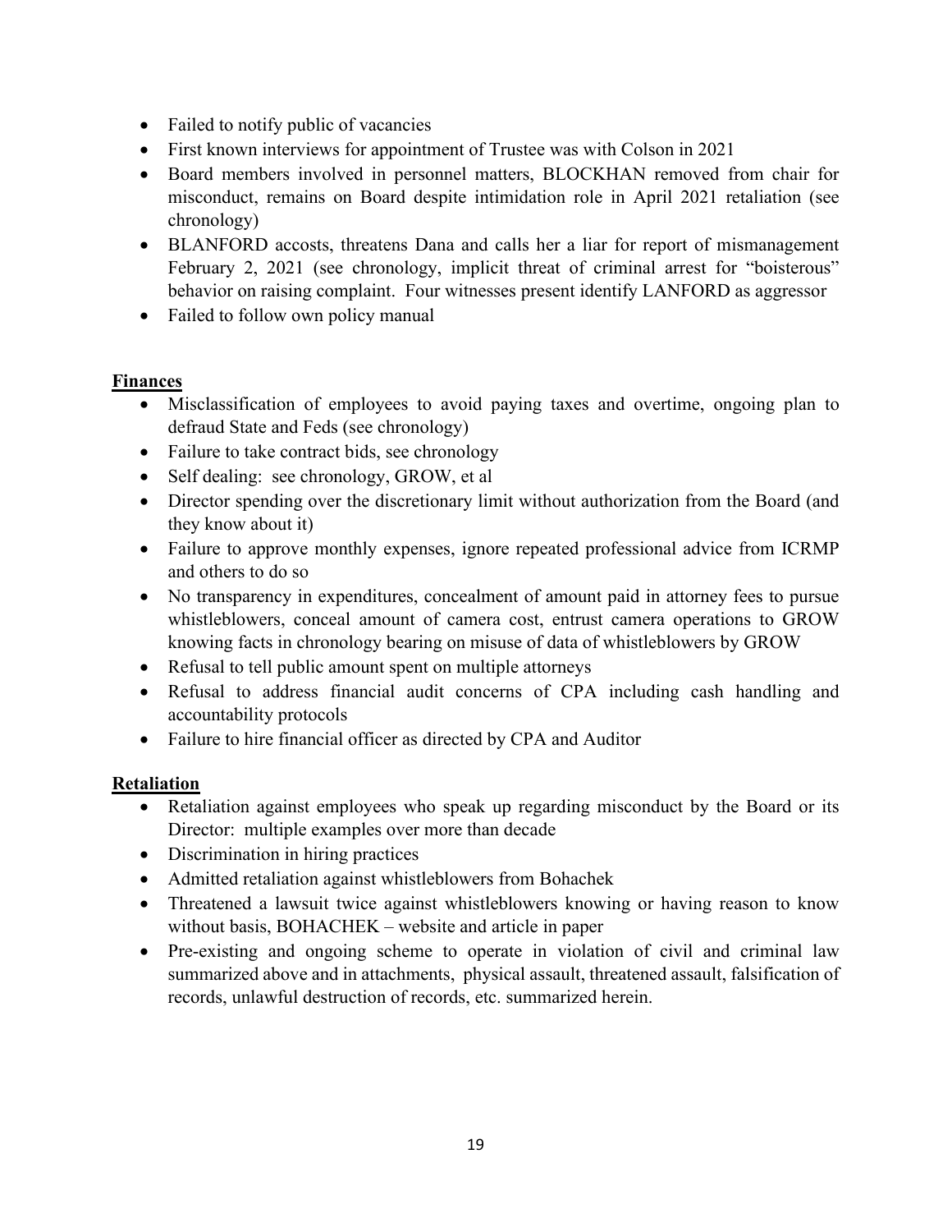- Failed to notify public of vacancies
- First known interviews for appointment of Trustee was with Colson in 2021
- Board members involved in personnel matters, BLOCKHAN removed from chair for misconduct, remains on Board despite intimidation role in April 2021 retaliation (see chronology)
- BLANFORD accosts, threatens Dana and calls her a liar for report of mismanagement February 2, 2021 (see chronology, implicit threat of criminal arrest for "boisterous" behavior on raising complaint. Four witnesses present identify LANFORD as aggressor
- Failed to follow own policy manual

**Finances**

- Misclassification of employees to avoid paying taxes and overtime, ongoing plan to defraud State and Feds (see chronology)
- Failure to take contract bids, see chronology
- Self dealing: see chronology, GROW, et al
- Director spending over the discretionary limit without authorization from the Board (and they know about it)
- Failure to approve monthly expenses, ignore repeated professional advice from ICRMP and others to do so
- No transparency in expenditures, concealment of amount paid in attorney fees to pursue whistleblowers, conceal amount of camera cost, entrust camera operations to GROW knowing facts in chronology bearing on misuse of data of whistleblowers by GROW
- Refusal to tell public amount spent on multiple attorneys
- Refusal to address financial audit concerns of CPA including cash handling and accountability protocols
- Failure to hire financial officer as directed by CPA and Auditor

**Retaliation**

- Retaliation against employees who speak up regarding misconduct by the Board or its Director: multiple examples over more than decade
- Discrimination in hiring practices
- Admitted retaliation against whistleblowers from Bohachek
- Threatened a lawsuit twice against whistleblowers knowing or having reason to know without basis, BOHACHEK – website and article in paper
- Pre-existing and ongoing scheme to operate in violation of civil and criminal law summarized above and in attachments, physical assault, threatened assault, falsification of records, unlawful destruction of records, etc. summarized herein.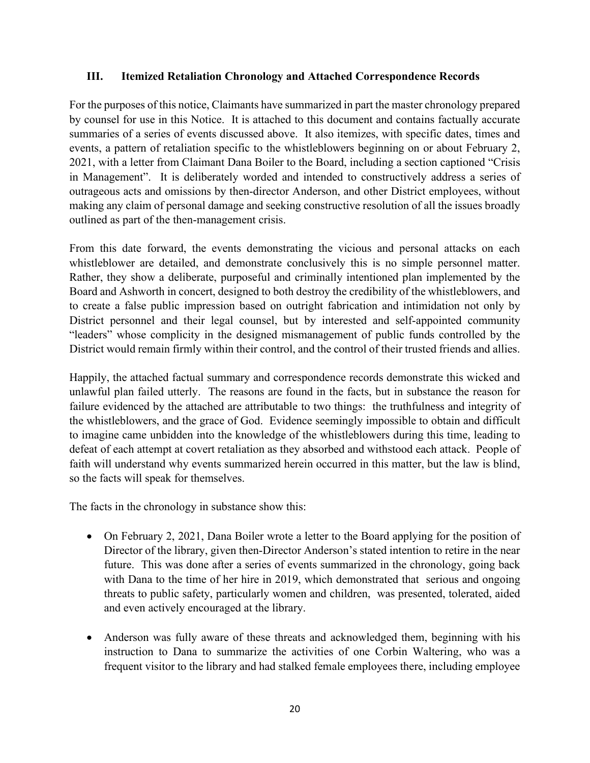### III. Itemized Retaliation Chronology and Attached Correspondence Records

For the purposes of this notice, Claimants have summarized in part the master chronology prepared by counsel for use in this Notice. It is attached to this document and contains factually accurate summaries of a series of events discussed above. It also itemizes, with specific dates, times and events, a pattern of retaliation specific to the whistleblowers beginning on or about February 2, 2021, with a letter from Claimant Dana Boiler to the Board, including a section captioned "Crisis in Management". It is deliberately worded and intended to constructively address a series of outrageous acts and omissions by then-director Anderson, and other District employees, without making any claim of personal damage and seeking constructive resolution of all the issues broadly outlined as part of the then-management crisis.

From this date forward, the events demonstrating the vicious and personal attacks on each whistleblower are detailed, and demonstrate conclusively this is no simple personnel matter. Rather, they show a deliberate, purposeful and criminally intentioned plan implemented by the Board and Ashworth in concert, designed to both destroy the credibility of the whistleblowers, and to create a false public impression based on outright fabrication and intimidation not only by District personnel and their legal counsel, but by interested and self-appointed community "leaders" whose complicity in the designed mismanagement of public funds controlled by the District would remain firmly within their control, and the control of their trusted friends and allies.

Happily, the attached factual summary and correspondence records demonstrate this wicked and unlawful plan failed utterly. The reasons are found in the facts, but in substance the reason for failure evidenced by the attached are attributable to two things: the truthfulness and integrity of the whistleblowers, and the grace of God. Evidence seemingly impossible to obtain and difficult to imagine came unbidden into the knowledge of the whistleblowers during this time, leading to defeat of each attempt at covert retaliation as they absorbed and withstood each attack. People of faith will understand why events summarized herein occurred in this matter, but the law is blind, so the facts will speak for themselves.

The facts in the chronology in substance show this:

- On February 2, 2021, Dana Boiler wrote a letter to the Board applying for the position of Director of the library, given then-Director Anderson's stated intention to retire in the near future. This was done after a series of events summarized in the chronology, going back with Dana to the time of her hire in 2019, which demonstrated that serious and ongoing threats to public safety, particularly women and children, was presented, tolerated, aided and even actively encouraged at the library.
- Anderson was fully aware of these threats and acknowledged them, beginning with his instruction to Dana to summarize the activities of one Corbin Waltering, who was a frequent visitor to the library and had stalked female employees there, including employee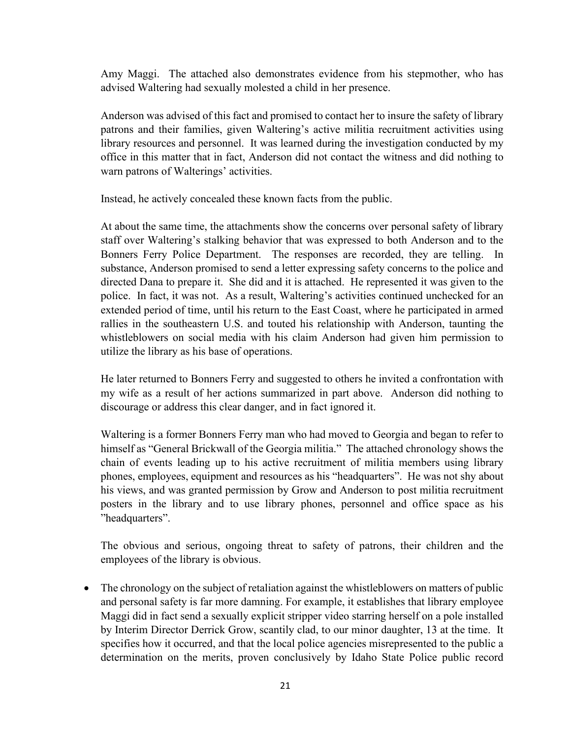Amy Maggi. The attached also demonstrates evidence from his stepmother, who has advised Waltering had sexually molested a child in her presence.

Anderson was advised of this fact and promised to contact her to insure the safety of library patrons and their families, given Waltering's active militia recruitment activities using library resources and personnel. It was learned during the investigation conducted by my office in this matter that in fact, Anderson did not contact the witness and did nothing to warn patrons of Walterings' activities.

Instead, he actively concealed these known facts from the public.

At about the same time, the attachments show the concerns over personal safety of library staff over Waltering's stalking behavior that was expressed to both Anderson and to the Bonners Ferry Police Department. The responses are recorded, they are telling. In substance, Anderson promised to send a letter expressing safety concerns to the police and directed Dana to prepare it. She did and it is attached. He represented it was given to the police. In fact, it was not. As a result, Waltering's activities continued unchecked for an extended period of time, until his return to the East Coast, where he participated in armed rallies in the southeastern U.S. and touted his relationship with Anderson, taunting the whistleblowers on social media with his claim Anderson had given him permission to utilize the library as his base of operations.

He later returned to Bonners Ferry and suggested to others he invited a confrontation with my wife as a result of her actions summarized in part above. Anderson did nothing to discourage or address this clear danger, and in fact ignored it.

Waltering is a former Bonners Ferry man who had moved to Georgia and began to refer to himself as "General Brickwall of the Georgia militia." The attached chronology shows the chain of events leading up to his active recruitment of militia members using library phones, employees, equipment and resources as his "headquarters". He was not shy about his views, and was granted permission by Grow and Anderson to post militia recruitment posters in the library and to use library phones, personnel and office space as his "headquarters".

The obvious and serious, ongoing threat to safety of patrons, their children and the employees of the library is obvious.

- The chronology on the subject of retaliation against the whistleblowers on matters of public and personal safety is far more damning. For example, it establishes that library employee Maggi did in fact send a sexually explicit stripper video starring herself on a pole installed by Interim Director Derrick Grow, scantily clad, to our minor daughter, 13 at the time. It specifies how it occurred, and that the local police agencies misrepresented to the public a determination on the merits, proven conclusively by Idaho State Police public record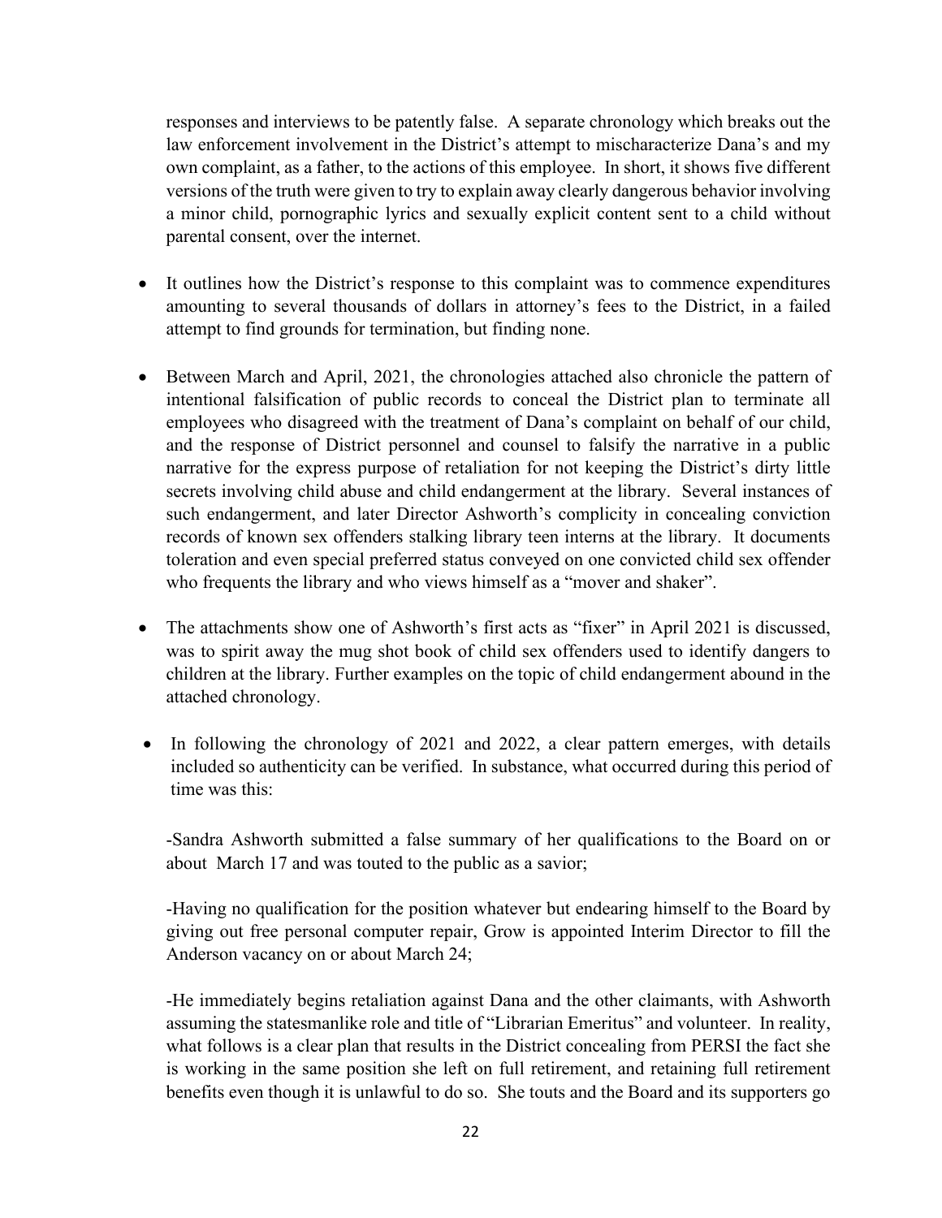responses and interviews to be patently false. A separate chronology which breaks out the law enforcement involvement in the District's attempt to mischaracterize Dana's and my own complaint, as a father, to the actions of this employee. In short, it shows five different versions of the truth were given to try to explain away clearly dangerous behavior involving a minor child, pornographic lyrics and sexually explicit content sent to a child without parental consent, over the internet.

- It outlines how the District's response to this complaint was to commence expenditures amounting to several thousands of dollars in attorney's fees to the District, in a failed attempt to find grounds for termination, but finding none.

- Between March and April, 2021, the chronologies attached also chronicle the pattern of intentional falsification of public records to conceal the District plan to terminate all employees who disagreed with the treatment of Dana's complaint on behalf of our child, and the response of District personnel and counsel to falsify the narrative in a public narrative for the express purpose of retaliation for not keeping the District's dirty little secrets involving child abuse and child endangerment at the library. Several instances of such endangerment, and later Director Ashworth's complicity in concealing conviction records of known sex offenders stalking library teen interns at the library. It documents toleration and even special preferred status conveyed on one convicted child sex offender who frequents the library and who views himself as a "mover and shaker".

- The attachments show one of Ashworth's first acts as "fixer" in April 2021 is discussed, was to spirit away the mug shot book of child sex offenders used to identify dangers to children at the library. Further examples on the topic of child endangerment abound in the attached chronology.

- In following the chronology of 2021 and 2022, a clear pattern emerges, with details included so authenticity can be verified. In substance, what occurred during this period of time was this:

  -Sandra Ashworth submitted a false summary of her qualifications to the Board on or about March 17 and was touted to the public as a savior;

  -Having no qualification for the position whatever but endearing himself to the Board by giving out free personal computer repair, Grow is appointed Interim Director to fill the Anderson vacancy on or about March 24;

  -He immediately begins retaliation against Dana and the other claimants, with Ashworth assuming the statesmanlike role and title of "Librarian Emeritus" and volunteer. In reality, what follows is a clear plan that results in the District concealing from PERSI the fact she is working in the same position she left on full retirement, and retaining full retirement benefits even though it is unlawful to do so. She touts and the Board and its supporters go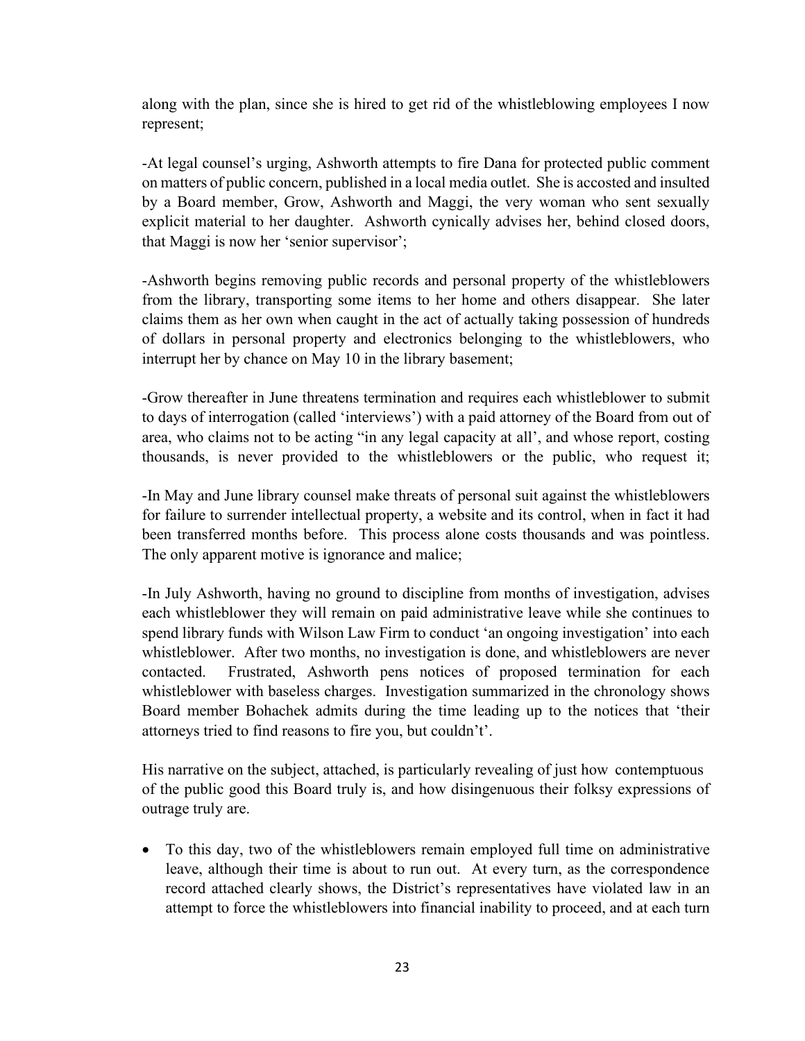along with the plan, since she is hired to get rid of the whistleblowing employees I now represent;

-At legal counsel's urging, Ashworth attempts to fire Dana for protected public comment on matters of public concern, published in a local media outlet. She is accosted and insulted by a Board member, Grow, Ashworth and Maggi, the very woman who sent sexually explicit material to her daughter. Ashworth cynically advises her, behind closed doors, that Maggi is now her 'senior supervisor';

-Ashworth begins removing public records and personal property of the whistleblowers from the library, transporting some items to her home and others disappear. She later claims them as her own when caught in the act of actually taking possession of hundreds of dollars in personal property and electronics belonging to the whistleblowers, who interrupt her by chance on May 10 in the library basement;

-Grow thereafter in June threatens termination and requires each whistleblower to submit to days of interrogation (called 'interviews') with a paid attorney of the Board from out of area, who claims not to be acting "in any legal capacity at all', and whose report, costing thousands, is never provided to the whistleblowers or the public, who request it;

-In May and June library counsel make threats of personal suit against the whistleblowers for failure to surrender intellectual property, a website and its control, when in fact it had been transferred months before. This process alone costs thousands and was pointless. The only apparent motive is ignorance and malice;

-In July Ashworth, having no ground to discipline from months of investigation, advises each whistleblower they will remain on paid administrative leave while she continues to spend library funds with Wilson Law Firm to conduct 'an ongoing investigation' into each whistleblower. After two months, no investigation is done, and whistleblowers are never contacted. Frustrated, Ashworth pens notices of proposed termination for each whistleblower with baseless charges. Investigation summarized in the chronology shows Board member Bohachek admits during the time leading up to the notices that 'their attorneys tried to find reasons to fire you, but couldn't'.

His narrative on the subject, attached, is particularly revealing of just how contemptuous of the public good this Board truly is, and how disingenuous their folksy expressions of outrage truly are.

- To this day, two of the whistleblowers remain employed full time on administrative leave, although their time is about to run out. At every turn, as the correspondence record attached clearly shows, the District's representatives have violated law in an attempt to force the whistleblowers into financial inability to proceed, and at each turn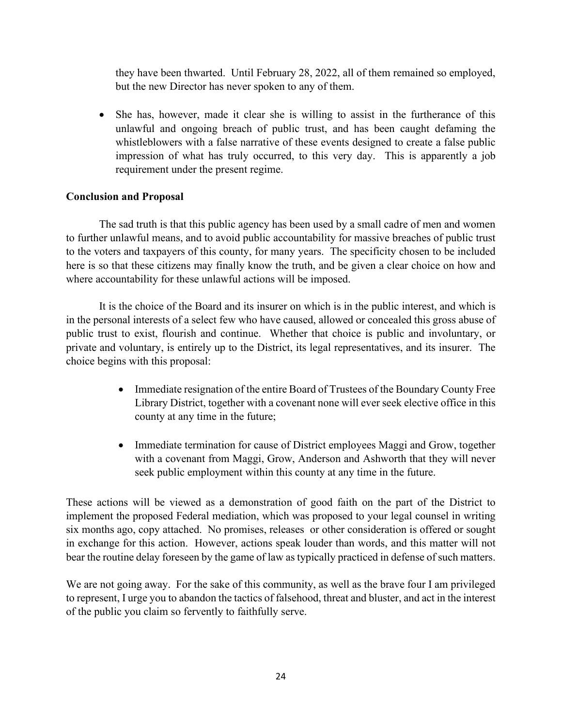they have been thwarted. Until February 28, 2022, all of them remained so employed, but the new Director has never spoken to any of them.

- She has, however, made it clear she is willing to assist in the furtherance of this unlawful and ongoing breach of public trust, and has been caught defaming the whistleblowers with a false narrative of these events designed to create a false public impression of what has truly occurred, to this very day. This is apparently a job requirement under the present regime.

**Conclusion and Proposal**

The sad truth is that this public agency has been used by a small cadre of men and women to further unlawful means, and to avoid public accountability for massive breaches of public trust to the voters and taxpayers of this county, for many years. The specificity chosen to be included here is so that these citizens may finally know the truth, and be given a clear choice on how and where accountability for these unlawful actions will be imposed.

It is the choice of the Board and its insurer on which is in the public interest, and which is in the personal interests of a select few who have caused, allowed or concealed this gross abuse of public trust to exist, flourish and continue. Whether that choice is public and involuntary, or private and voluntary, is entirely up to the District, its legal representatives, and its insurer. The choice begins with this proposal:

- Immediate resignation of the entire Board of Trustees of the Boundary County Free Library District, together with a covenant none will ever seek elective office in this county at any time in the future;

- Immediate termination for cause of District employees Maggi and Grow, together with a covenant from Maggi, Grow, Anderson and Ashworth that they will never seek public employment within this county at any time in the future.

These actions will be viewed as a demonstration of good faith on the part of the District to implement the proposed Federal mediation, which was proposed to your legal counsel in writing six months ago, copy attached. No promises, releases or other consideration is offered or sought in exchange for this action. However, actions speak louder than words, and this matter will not bear the routine delay foreseen by the game of law as typically practiced in defense of such matters.

We are not going away. For the sake of this community, as well as the brave four I am privileged to represent, I urge you to abandon the tactics of falsehood, threat and bluster, and act in the interest of the public you claim so fervently to faithfully serve.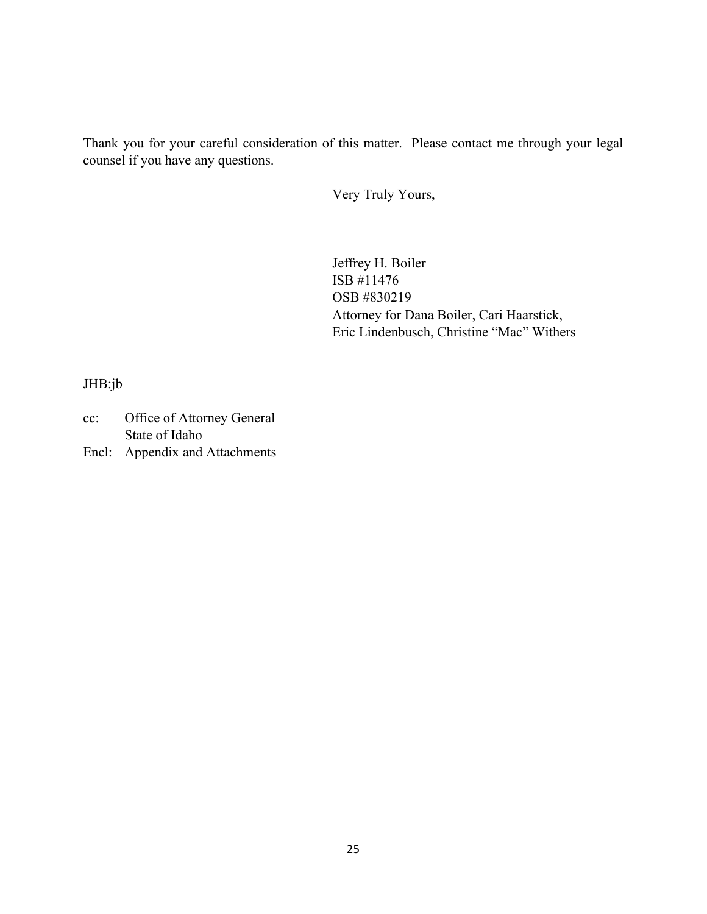Thank you for your careful consideration of this matter. Please contact me through your legal counsel if you have any questions.

Very Truly Yours,

Jeffrey H. Boiler  
ISB #11476  
OSB #830219  
Attorney for Dana Boiler, Cari Haarstick,  
Eric Lindenbusch, Christine "Mac" Withers

JHB:jb

cc: Office of Attorney General  
State of Idaho  
Encl: Appendix and Attachments